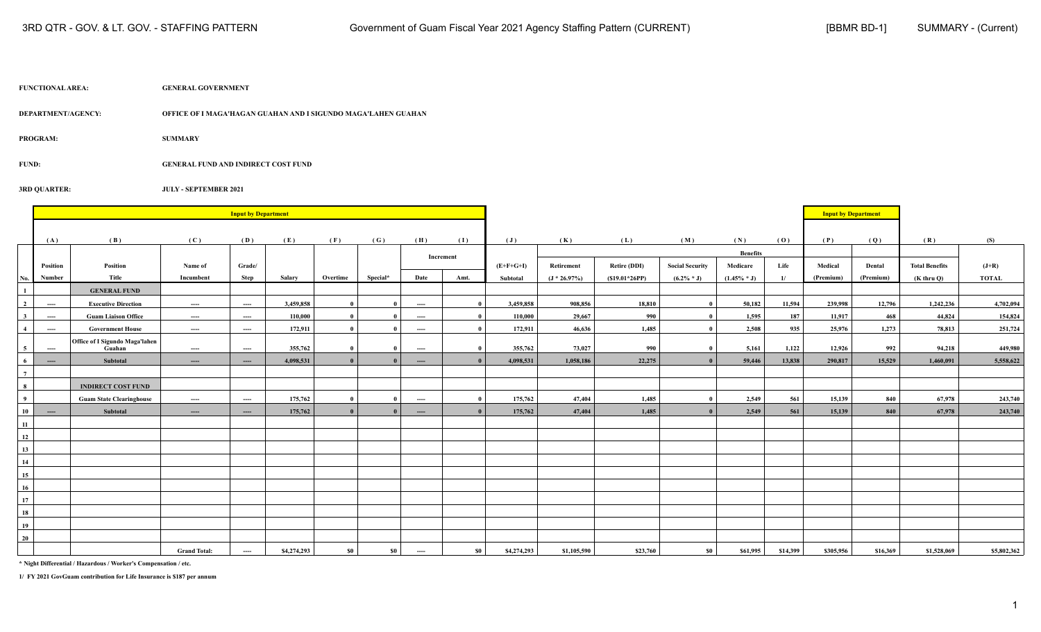**FUNCTIONAL AREA:** GENERAL GOVERNMENT

**DEPARTMENT/AGENCY:** OFFICE OF I MAGA'HAGAN GUAHAN AND I SIGUNDO MAGA'LAHEN GUAHAN

**PROGRAM:** SUMMARY

**FUND:** GENERAL FUND AND INDIRECT COST FUND

**3RD QUARTER:** JULY - SEPTEMBER 2021

| | Input by Department | | | | | | | | | | | | | | | Input by Department | | | |
|---|---|---|---|---|---|---|---|---|---|---|---|---|---|---|---|---|---|---|---|
| | (A) | (B) | (C) | (D) | (E) | (F) | (G) | (H) | (I) | (J) | (K) | (L) | (M) | (N) | (O) | (P) | (Q) | (R) | (S) |
| | | | | | | | | Increment | | | Benefits | | | | | | | | |
| No. | Position Number | Position Title | Name of Incumbent | Grade/ Step | Salary | Overtime | Special* | Date | Amt. | (E+F+G+I) Subtotal | Retirement (J * 26.97%) | Retire (DDI) ($19.01*26PP) | Social Security (6.2% * J) | Medicare (1.45% * J) | Life 1/ | Medical (Premium) | Dental (Premium) | Total Benefits (K thru Q) | (J+R) TOTAL |
| 1 | | GENERAL FUND | | | | | | | | | | | | | | | | | |
| 2 | ---- | Executive Direction | ---- | ---- | 3,459,858 | 0 | 0 | ---- | 0 | 3,459,858 | 908,856 | 18,810 | 0 | 50,182 | 11,594 | 239,998 | 12,796 | 1,242,236 | 4,702,094 |
| 3 | ---- | Guam Liaison Office | ---- | ---- | 110,000 | 0 | 0 | ---- | 0 | 110,000 | 29,667 | 990 | 0 | 1,595 | 187 | 11,917 | 468 | 44,824 | 154,824 |
| 4 | ---- | Government House | ---- | ---- | 172,911 | 0 | 0 | ---- | 0 | 172,911 | 46,636 | 1,485 | 0 | 2,508 | 935 | 25,976 | 1,273 | 78,813 | 251,724 |
| 5 | ---- | Office of I Sigundo Maga'lahen Guahan | ---- | ---- | 355,762 | 0 | 0 | ---- | 0 | 355,762 | 73,027 | 990 | 0 | 5,161 | 1,122 | 12,926 | 992 | 94,218 | 449,980 |
| 6 | ---- | Subtotal | ---- | ---- | 4,098,531 | 0 | 0 | ---- | 0 | 4,098,531 | 1,058,186 | 22,275 | 0 | 59,446 | 13,838 | 290,817 | 15,529 | 1,460,091 | 5,558,622 |
| 7 | | | | | | | | | | | | | | | | | | | |
| 8 | | INDIRECT COST FUND | | | | | | | | | | | | | | | | | |
| 9 | | Guam State Clearinghouse | ---- | ---- | 175,762 | 0 | 0 | ---- | 0 | 175,762 | 47,404 | 1,485 | 0 | 2,549 | 561 | 15,139 | 840 | 67,978 | 243,740 |
| 10 | ---- | Subtotal | ---- | ---- | 175,762 | 0 | 0 | ---- | 0 | 175,762 | 47,404 | 1,485 | 0 | 2,549 | 561 | 15,139 | 840 | 67,978 | 243,740 |
| 11 | | | | | | | | | | | | | | | | | | | |
| 12 | | | | | | | | | | | | | | | | | | | |
| 13 | | | | | | | | | | | | | | | | | | | |
| 14 | | | | | | | | | | | | | | | | | | | |
| 15 | | | | | | | | | | | | | | | | | | | |
| 16 | | | | | | | | | | | | | | | | | | | |
| 17 | | | | | | | | | | | | | | | | | | | |
| 18 | | | | | | | | | | | | | | | | | | | |
| 19 | | | | | | | | | | | | | | | | | | | |
| 20 | | | | | | | | | | | | | | | | | | | |
| | | | Grand Total: | ---- | $4,274,293 | $0 | $0 | ---- | $0 | $4,274,293 | $1,105,590 | $23,760 | $0 | $61,995 | $14,399 | $305,956 | $16,369 | $1,528,069 | $5,802,362 |

* Night Differential / Hazardous / Worker's Compensation / etc.

1/ FY 2021 GovGuam contribution for Life Insurance is $187 per annum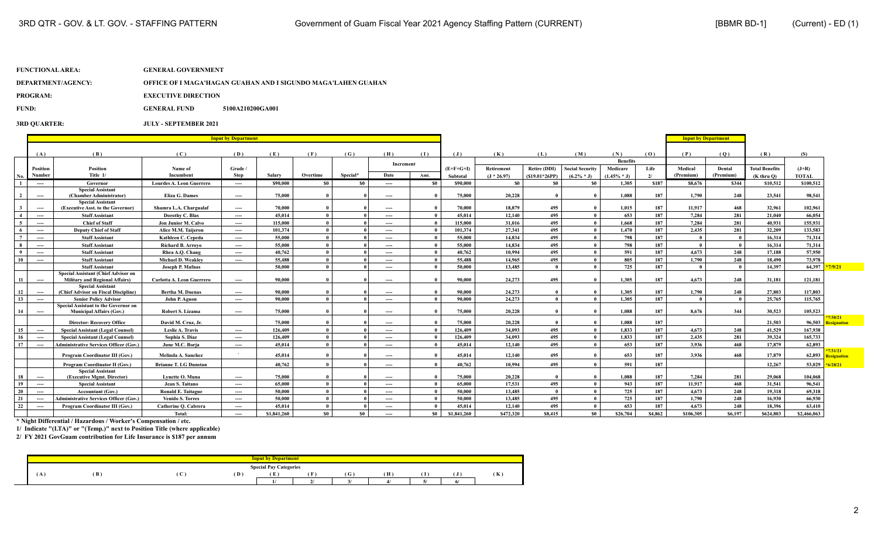**FUNCTIONAL AREA:** GENERAL GOVERNMENT

**DEPARTMENT/AGENCY:** OFFICE OF I MAGA'HAGAN GUAHAN AND I SIGUNDO MAGA'LAHEN GUAHAN

**PROGRAM:** EXECUTIVE DIRECTION

**FUND:** GENERAL FUND 5100A210200GA001

**3RD QUARTER:** JULY - SEPTEMBER 2021

| | Input by Department | | | | | | | | | | | | | | | | | Input by Department | | | | |
|---|---|---|---|---|---|---|---|---|---|---|---|---|---|---|---|---|---|---|---|---|---|
| | (A) | (B) | (C) | (D) | (E) | (F) | (G) | (H) | (I) | (J) | (K) | (L) | (M) | (N) | (O) | (P) | (Q) | (R) | (S) | |
| | | | | | | | | Increment | | | Benefits | | | | | | | | | |
| No. | Position Number | Position Title 1/ | Name of Incumbent | Grade / Step | Salary | Overtime | Special* | Date | Amt. | (E+F+G+I) Subtotal | Retirement (J * 26.97) | Retire (DDI) ($19.01*26PP) | Social Security (6.2% * J) | Medicare (1.45% * J) | Life 2/ | Medical (Premium) | Dental (Premium) | Total Benefits (K thru Q) | (J+R) TOTAL | |
| 1 | ---- | Governor | Lourdes A. Leon Guerrero | ---- | $90,000 | $0 | $0 | ---- | $0 | $90,000 | $0 | $0 | $0 | 1,305 | $187 | $8,676 | $344 | $10,512 | $100,512 | |
| 2 | ---- | Special Assistant (Chamber Administrator) | Eliza G. Dames | ---- | 75,000 | 0 | 0 | ---- | 0 | 75,000 | 20,228 | 0 | 0 | 1,088 | 187 | 1,790 | 248 | 23,541 | 98,541 | |
| 3 | ---- | Special Assistant (Executive Asst. to the Governor) | Shamra L.A. Chargualaf | ---- | 70,000 | 0 | 0 | ---- | 0 | 70,000 | 18,879 | 495 | 0 | 1,015 | 187 | 11,917 | 468 | 32,961 | 102,961 | |
| 4 | ---- | Staff Assistant | Dorothy C. Blas | ---- | 45,014 | 0 | 0 | ---- | 0 | 45,014 | 12,140 | 495 | 0 | 653 | 187 | 7,284 | 281 | 21,040 | 66,054 | |
| 5 | ---- | Chief of Staff | Jon Junior M. Calvo | ---- | 115,000 | 0 | 0 | ---- | 0 | 115,000 | 31,016 | 495 | 0 | 1,668 | 187 | 7,284 | 281 | 40,931 | 155,931 | |
| 6 | ---- | Deputy Chief of Staff | Alice M.M. Taijeron | ---- | 101,374 | 0 | 0 | ---- | 0 | 101,374 | 27,341 | 495 | 0 | 1,470 | 187 | 2,435 | 281 | 32,209 | 133,583 | |
| 7 | ---- | Staff Assistant | Kathleen C. Cepeda | ---- | 55,000 | 0 | 0 | ---- | 0 | 55,000 | 14,834 | 495 | 0 | 798 | 187 | 0 | 0 | 16,314 | 71,314 | |
| 8 | ---- | Staff Assistant | Richard B. Arroyo | ---- | 55,000 | 0 | 0 | ---- | 0 | 55,000 | 14,834 | 495 | 0 | 798 | 187 | 0 | 0 | 16,314 | 71,314 | |
| 9 | ---- | Staff Assistant | Rhea A.Q. Chang | ---- | 40,762 | 0 | 0 | ---- | 0 | 40,762 | 10,994 | 495 | 0 | 591 | 187 | 4,673 | 248 | 17,188 | 57,950 | |
| 10 | ---- | Staff Assistant | Michael D. Weakley | ---- | 55,488 | 0 | 0 | ---- | 0 | 55,488 | 14,965 | 495 | 0 | 805 | 187 | 1,790 | 248 | 18,490 | 73,978 | |
| | | Staff Assistant | Joseph P. Mafnas | | 50,000 | 0 | 0 | ---- | 0 | 50,000 | 13,485 | 0 | 0 | 725 | 187 | 0 | 0 | 14,397 | 64,397 | *7/9/21 |
| 11 | ---- | Special Assistant (Chief Advisor on Military and Regional Affairs) | Carlotta A. Leon Guerrero | ---- | 90,000 | 0 | 0 | ---- | 0 | 90,000 | 24,273 | 495 | 0 | 1,305 | 187 | 4,673 | 248 | 31,181 | 121,181 | |
| 12 | ---- | Special Assistant (Chief Advisor on Fiscal Discipline) | Bertha M. Duenas | ---- | 90,000 | 0 | 0 | ---- | 0 | 90,000 | 24,273 | 0 | 0 | 1,305 | 187 | 1,790 | 248 | 27,803 | 117,803 | |
| 13 | ---- | Senior Policy Advisor | John P. Aguon | ---- | 90,000 | 0 | 0 | ---- | 0 | 90,000 | 24,273 | 0 | 0 | 1,305 | 187 | 0 | 0 | 25,765 | 115,765 | |
| 14 | ---- | Special Assistant to the Governor on Municipal Affairs (Gov.) | Robert S. Lizama | ---- | 75,000 | 0 | 0 | ---- | 0 | 75,000 | 20,228 | 0 | 0 | 1,088 | 187 | 8,676 | 344 | 30,523 | 105,523 | |
| | | Director- Recovery Office | David M. Cruz, Jr. | | 75,000 | 0 | 0 | ---- | 0 | 75,000 | 20,228 | 0 | 0 | 1,088 | 187 | | | 21,503 | 96,503 | *7/30/21 Resignation |
| 15 | ---- | Special Assistant (Legal Counsel) | Leslie A. Travis | ---- | 126,409 | 0 | 0 | ---- | 0 | 126,409 | 34,093 | 495 | 0 | 1,833 | 187 | 4,673 | 248 | 41,529 | 167,938 | |
| 16 | ---- | Special Assistant (Legal Counsel) | Sophia S. Diaz | ---- | 126,409 | 0 | 0 | ---- | 0 | 126,409 | 34,093 | 495 | 0 | 1,833 | 187 | 2,435 | 281 | 39,324 | 165,733 | |
| 17 | ---- | Administrative Services Officer (Gov.) | June M.C. Borja | ---- | 45,014 | 0 | 0 | ---- | 0 | 45,014 | 12,140 | 495 | 0 | 653 | 187 | 3,936 | 468 | 17,879 | 62,893 | |
| | | Program Coordinator III (Gov.) | Melinda A. Sanchez | ` | 45,014 | 0 | 0 | ---- | 0 | 45,014 | 12,140 | 495 | 0 | 653 | 187 | 3,936 | 468 | 17,879 | 62,893 | *7/31/21 Resignation |
| | | Program Coordinator II (Gov.) | Brianne T. LG Dunstan | | 40,762 | 0 | 0 | ---- | 0 | 40,762 | 10,994 | 495 | 0 | 591 | 187 | | | 12,267 | 53,029 | *6/28/21 |
| 18 | ---- | Special Assistant (Executive Mgmt. Director) | Lynette O. Muna | ---- | 75,000 | 0 | 0 | ---- | 0 | 75,000 | 20,228 | 0 | 0 | 1,088 | 187 | 7,284 | 281 | 29,068 | 104,068 | |
| 19 | ---- | Special Assistant | Jean S. Taitano | ---- | 65,000 | 0 | 0 | ---- | 0 | 65,000 | 17,531 | 495 | 0 | 943 | 187 | 11,917 | 468 | 31,541 | 96,541 | |
| 20 | ---- | Accountant (Gov.) | Ronald E. Taitague | ---- | 50,000 | 0 | 0 | ---- | 0 | 50,000 | 13,485 | 0 | 0 | 725 | 187 | 4,673 | 248 | 19,318 | 69,318 | |
| 21 | ---- | Administrative Services Officer (Gov.) | Venido S. Torres | ---- | 50,000 | 0 | 0 | ---- | 0 | 50,000 | 13,485 | 495 | 0 | 725 | 187 | 1,790 | 248 | 16,930 | 66,930 | |
| 22 | ---- | Program Coordinator III (Gov.) | Catherine Q. Cabrera | ---- | 45,014 | 0 | 0 | ---- | 0 | 45,014 | 12,140 | 495 | 0 | 653 | 187 | 4,673 | 248 | 18,396 | 63,410 | |
| | | | Total: | ---- | $1,841,260 | $0 | $0 | ---- | $0 | $1,841,260 | $472,320 | $8,415 | $0 | $26,704 | $4,862 | $106,305 | $6,197 | $624,803 | $2,466,063 | |

\* Night Differential / Hazardous / Worker's Compensation / etc.

1/ Indicate "(LTA)" or "(Temp.)" next to Position Title (where applicable)

2/ FY 2021 GovGuam contribution for Life Insurance is $187 per annum

| Input by Department | | | | | | | | | | |
|---|---|---|---|---|---|---|---|---|---|---|
| | | | | Special Pay Categories | | | | | | |
| (A) | (B) | (C) | (D) | (E) | (F) | (G) | (H) | (I) | (J) | (K) |
| | | | | 1/ | 2/ | 3/ | 4/ | 5/ | 6/ | |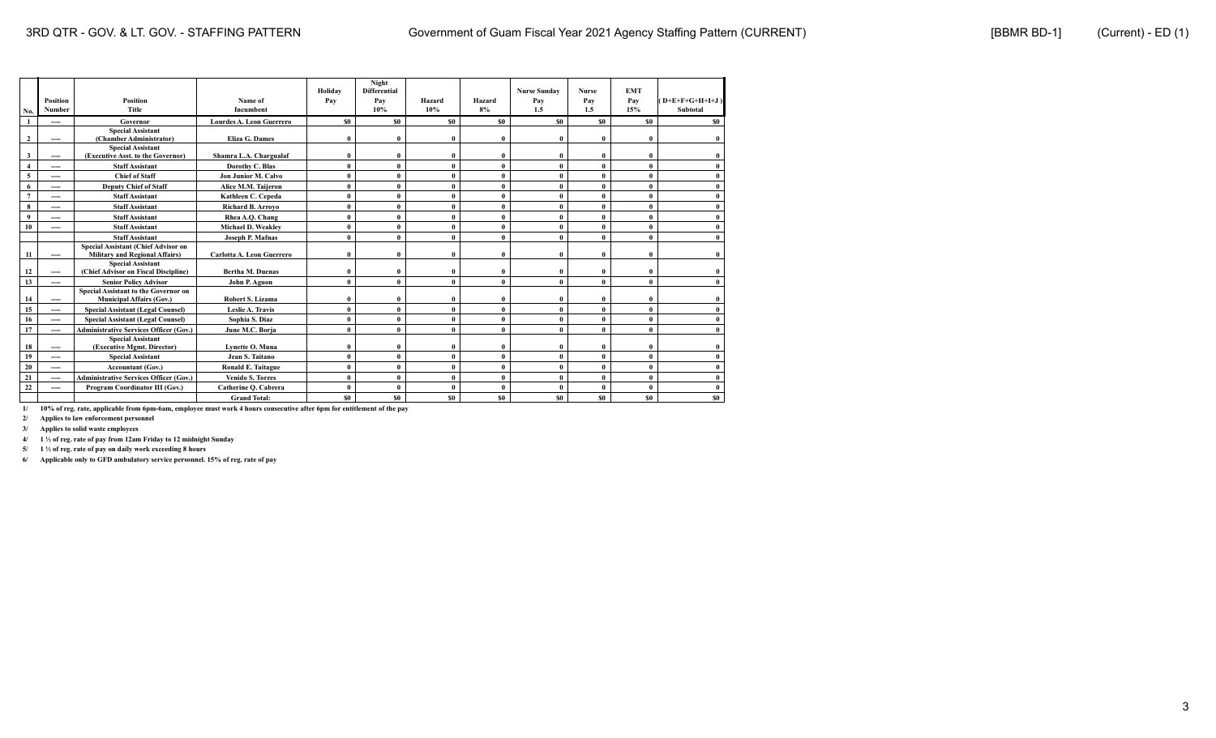| No. | Position Number | Position Title | Name of Incumbent | Holiday Pay | Night Differential Pay 10% | Hazard 10% | Hazard 8% | Nurse Sunday Pay 1.5 | Nurse Pay 1.5 | EMT Pay 15% | ( D+E+F+G+H+I+J ) Subtotal |
|---|---|---|---|---|---|---|---|---|---|---|---|
| 1 | ---- | Governor | Lourdes A. Leon Guerrero | $0 | $0 | $0 | $0 | $0 | $0 | $0 | $0 |
| 2 | ---- | Special Assistant (Chamber Administrator) | Eliza G. Dames | 0 | 0 | 0 | 0 | 0 | 0 | 0 | 0 |
| 3 | ---- | Special Assistant (Executive Asst. to the Governor) | Shamra L.A. Chargualaf | 0 | 0 | 0 | 0 | 0 | 0 | 0 | 0 |
| 4 | ---- | Staff Assistant | Dorothy C. Blas | 0 | 0 | 0 | 0 | 0 | 0 | 0 | 0 |
| 5 | ---- | Chief of Staff | Jon Junior M. Calvo | 0 | 0 | 0 | 0 | 0 | 0 | 0 | 0 |
| 6 | ---- | Deputy Chief of Staff | Alice M.M. Taijeron | 0 | 0 | 0 | 0 | 0 | 0 | 0 | 0 |
| 7 | ---- | Staff Assistant | Kathleen C. Cepeda | 0 | 0 | 0 | 0 | 0 | 0 | 0 | 0 |
| 8 | ---- | Staff Assistant | Richard B. Arroyo | 0 | 0 | 0 | 0 | 0 | 0 | 0 | 0 |
| 9 | ---- | Staff Assistant | Rhea A.Q. Chang | 0 | 0 | 0 | 0 | 0 | 0 | 0 | 0 |
| 10 | ---- | Staff Assistant | Michael D. Weakley | 0 | 0 | 0 | 0 | 0 | 0 | 0 | 0 |
| | | Staff Assistant | Joseph P. Mafnas | 0 | 0 | 0 | 0 | 0 | 0 | 0 | 0 |
| 11 | ---- | Special Assistant (Chief Advisor on Military and Regional Affairs) | Carlotta A. Leon Guerrero | 0 | 0 | 0 | 0 | 0 | 0 | 0 | 0 |
| 12 | ---- | Special Assistant (Chief Advisor on Fiscal Discipline) | Bertha M. Duenas | 0 | 0 | 0 | 0 | 0 | 0 | 0 | 0 |
| 13 | ---- | Senior Policy Advisor | John P. Aguon | 0 | 0 | 0 | 0 | 0 | 0 | 0 | 0 |
| 14 | ---- | Special Assistant to the Governor on Municipal Affairs (Gov.) | Robert S. Lizama | 0 | 0 | 0 | 0 | 0 | 0 | 0 | 0 |
| 15 | ---- | Special Assistant (Legal Counsel) | Leslie A. Travis | 0 | 0 | 0 | 0 | 0 | 0 | 0 | 0 |
| 16 | ---- | Special Assistant (Legal Counsel) | Sophia S. Diaz | 0 | 0 | 0 | 0 | 0 | 0 | 0 | 0 |
| 17 | ---- | Administrative Services Officer (Gov.) | June M.C. Borja | 0 | 0 | 0 | 0 | 0 | 0 | 0 | 0 |
| 18 | ---- | Special Assistant (Executive Mgmt. Director) | Lynette O. Muna | 0 | 0 | 0 | 0 | 0 | 0 | 0 | 0 |
| 19 | ---- | Special Assistant | Jean S. Taitano | 0 | 0 | 0 | 0 | 0 | 0 | 0 | 0 |
| 20 | ---- | Accountant (Gov.) | Ronald E. Taitague | 0 | 0 | 0 | 0 | 0 | 0 | 0 | 0 |
| 21 | ---- | Administrative Services Officer (Gov.) | Venido S. Torres | 0 | 0 | 0 | 0 | 0 | 0 | 0 | 0 |
| 22 | ---- | Program Coordinator III (Gov.) | Catherine Q. Cabrera | 0 | 0 | 0 | 0 | 0 | 0 | 0 | 0 |
| | | | Grand Total: | $0 | $0 | $0 | $0 | $0 | $0 | $0 | $0 |

1/ 10% of reg. rate, applicable from 6pm-6am, employee must work 4 hours consecutive after 6pm for entitlement of the pay

2/ Applies to law enforcement personnel

3/ Applies to solid waste employees

4/ 1 ½ of reg. rate of pay from 12am Friday to 12 midnight Sunday

5/ 1 ½ of reg. rate of pay on daily work exceeding 8 hours

6/ Applicable only to GFD ambulatory service personnel. 15% of reg. rate of pay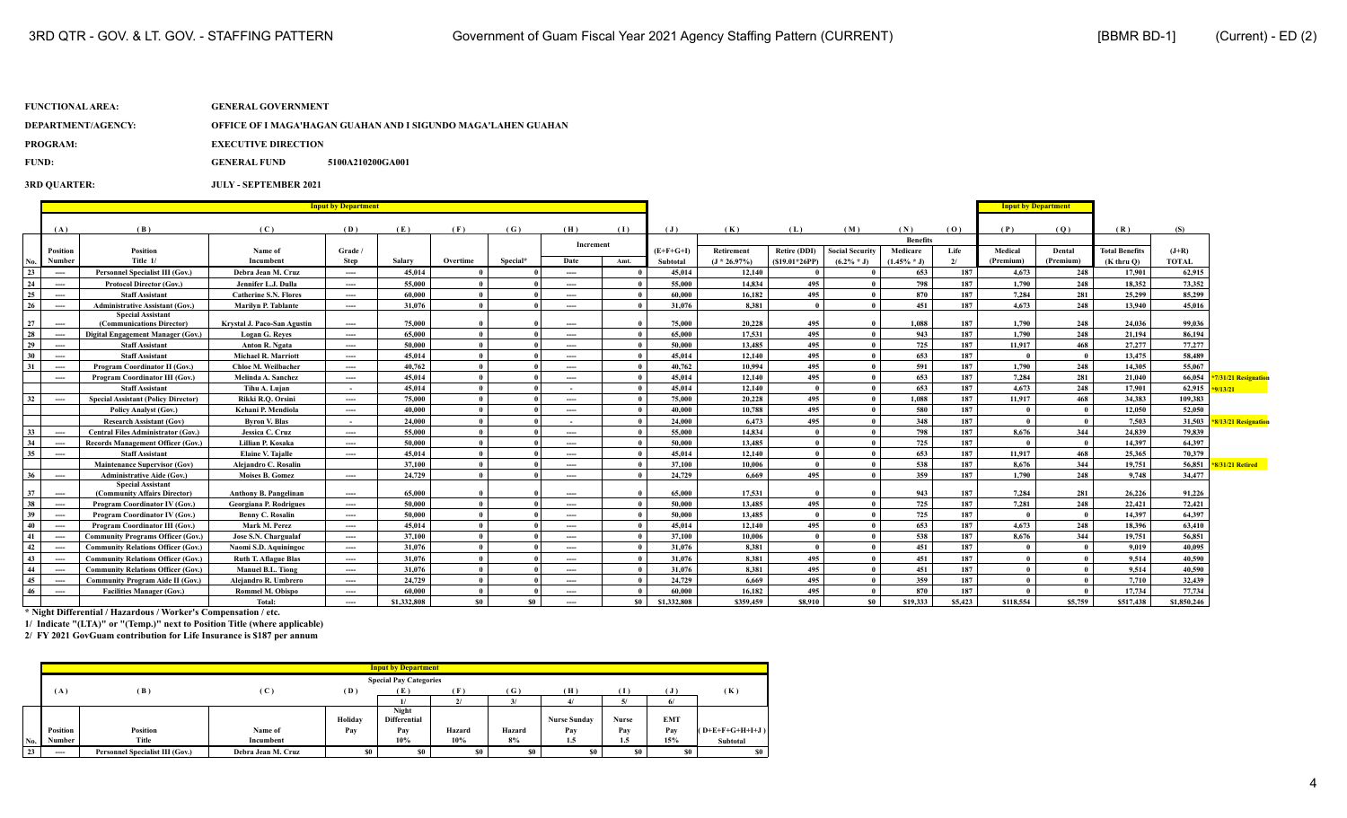3RD QTR - GOV. & LT. GOV. - STAFFING PATTERN

Government of Guam Fiscal Year 2021 Agency Staffing Pattern (CURRENT)

[BBMR BD-1] (Current) - ED (2)

**FUNCTIONAL AREA:** GENERAL GOVERNMENT

**DEPARTMENT/AGENCY:** OFFICE OF I MAGA'HAGAN GUAHAN AND I SIGUNDO MAGA'LAHEN GUAHAN

**PROGRAM:** EXECUTIVE DIRECTION

**FUND:** GENERAL FUND 5100A210200GA001

**3RD QUARTER:** JULY - SEPTEMBER 2021

| | Input by Department | | | | | | | | | | | | | | | | Input by Department | | | | |
|---|---|---|---|---|---|---|---|---|---|---|---|---|---|---|---|---|---|---|---|---|---|
| | (A) | (B) | (C) | (D) | (E) | (F) | (G) | (H) | (I) | (J) | (K) | (L) | (M) | (N) | (O) | (P) | (Q) | (R) | (S) | |
| | | | | | | | | Increment | | | | | | Benefits | | | | | | |
| No. | Position Number | Position Title 1/ | Name of Incumbent | Grade / Step | Salary | Overtime | Special* | Date | Amt. | (E+F+G+I) Subtotal | Retirement (J * 26.97%) | Retire (DDI) ($19.01*26PP) | Social Security (6.2% * J) | Medicare (1.45% * J) | Life 2/ | Medical (Premium) | Dental (Premium) | Total Benefits (K thru Q) | (J+R) TOTAL | |
| 23 | ---- | Personnel Specialist III (Gov.) | Debra Jean M. Cruz | ---- | 45,014 | 0 | 0 | ---- | 0 | 45,014 | 12,140 | 0 | 0 | 653 | 187 | 4,673 | 248 | 17,901 | 62,915 | |
| 24 | ---- | Protocol Director (Gov.) | Jennifer L.J. Dulla | ---- | 55,000 | 0 | 0 | ---- | 0 | 55,000 | 14,834 | 495 | 0 | 798 | 187 | 1,790 | 248 | 18,352 | 73,352 | |
| 25 | ---- | Staff Assistant | Catherine S.N. Flores | ---- | 60,000 | 0 | 0 | ---- | 0 | 60,000 | 16,182 | 495 | 0 | 870 | 187 | 7,284 | 281 | 25,299 | 85,299 | |
| 26 | ---- | Administrative Assistant (Gov.) | Marilyn P. Tablante | ---- | 31,076 | 0 | 0 | ---- | 0 | 31,076 | 8,381 | 0 | 0 | 451 | 187 | 4,673 | 248 | 13,940 | 45,016 | |
| 27 | ---- | Special Assistant (Communications Director) | Krystal J. Paco-San Agustin | ---- | 75,000 | 0 | 0 | ---- | 0 | 75,000 | 20,228 | 495 | 0 | 1,088 | 187 | 1,790 | 248 | 24,036 | 99,036 | |
| 28 | ---- | Digital Engagement Manager (Gov.) | Logan G. Reyes | ---- | 65,000 | 0 | 0 | ---- | 0 | 65,000 | 17,531 | 495 | 0 | 943 | 187 | 1,790 | 248 | 21,194 | 86,194 | |
| 29 | ---- | Staff Assistant | Anton R. Ngata | ---- | 50,000 | 0 | 0 | ---- | 0 | 50,000 | 13,485 | 495 | 0 | 725 | 187 | 11,917 | 468 | 27,277 | 77,277 | |
| 30 | ---- | Staff Assistant | Michael R. Marriott | ---- | 45,014 | 0 | 0 | ---- | 0 | 45,014 | 12,140 | 495 | 0 | 653 | 187 | 0 | 0 | 13,475 | 58,489 | |
| 31 | ---- | Program Coordinator II (Gov.) | Chloe M. Weilbacher | ---- | 40,762 | 0 | 0 | ---- | 0 | 40,762 | 10,994 | 495 | 0 | 591 | 187 | 1,790 | 248 | 14,305 | 55,067 | |
| | ---- | Program Coordinator III (Gov.) | Melinda A. Sanchez | ---- | 45,014 | 0 | 0 | ---- | 0 | 45,014 | 12,140 | 495 | 0 | 653 | 187 | 7,284 | 281 | 21,040 | 66,054 | *7/31/21 Resignation |
| | | Staff Assistant | Tihu A. Lujan | - | 45,014 | 0 | 0 | - | 0 | 45,014 | 12,140 | 0 | 0 | 653 | 187 | 4,673 | 248 | 17,901 | 62,915 | *9/13/21 |
| 32 | ---- | Special Assistant (Policy Director) | Rikki R.Q. Orsini | ---- | 75,000 | 0 | 0 | ---- | 0 | 75,000 | 20,228 | 495 | 0 | 1,088 | 187 | 11,917 | 468 | 34,383 | 109,383 | |
| | | Policy Analyst (Gov.) | Kehani P. Mendiola | ---- | 40,000 | 0 | 0 | ---- | 0 | 40,000 | 10,788 | 495 | 0 | 580 | 187 | 0 | 0 | 12,050 | 52,050 | |
| | | Research Assistant (Gov) | Byron V. Blas | - | 24,000 | 0 | 0 | - | 0 | 24,000 | 6,473 | 495 | 0 | 348 | 187 | 0 | 0 | 7,503 | 31,503 | *8/13/21 Resignation |
| 33 | ---- | Central Files Administrator (Gov.) | Jessica C. Cruz | ---- | 55,000 | 0 | 0 | ---- | 0 | 55,000 | 14,834 | 0 | 0 | 798 | 187 | 8,676 | 344 | 24,839 | 79,839 | |
| 34 | ---- | Records Management Officer (Gov.) | Lillian P. Kosaka | ---- | 50,000 | 0 | 0 | ---- | 0 | 50,000 | 13,485 | 0 | 0 | 725 | 187 | 0 | 0 | 14,397 | 64,397 | |
| 35 | ---- | Staff Assistant | Elaine V. Tajalle | ---- | 45,014 | 0 | 0 | ---- | 0 | 45,014 | 12,140 | 0 | 0 | 653 | 187 | 11,917 | 468 | 25,365 | 70,379 | |
| | | Maintenance Supervisor (Gov) | Alejandro C. Rosalin | ---- | 37,100 | 0 | 0 | ---- | 0 | 37,100 | 10,006 | 0 | 0 | 538 | 187 | 8,676 | 344 | 19,751 | 56,851 | *8/31/21 Retired |
| 36 | ---- | Administrative Aide (Gov.) | Moises B. Gomez | ---- | 24,729 | 0 | 0 | ---- | 0 | 24,729 | 6,669 | 495 | 0 | 359 | 187 | 1,790 | 248 | 9,748 | 34,477 | |
| 37 | ---- | Special Assistant (Community Affairs Director) | Anthony B. Pangelinan | ---- | 65,000 | 0 | 0 | ---- | 0 | 65,000 | 17,531 | 0 | 0 | 943 | 187 | 7,284 | 281 | 26,226 | 91,226 | |
| 38 | ---- | Program Coordinator IV (Gov.) | Georgiana P. Rodrigues | ---- | 50,000 | 0 | 0 | ---- | 0 | 50,000 | 13,485 | 495 | 0 | 725 | 187 | 7,281 | 248 | 22,421 | 72,421 | |
| 39 | ---- | Program Coordinator IV (Gov.) | Benny C. Rosalin | ---- | 50,000 | 0 | 0 | ---- | 0 | 50,000 | 13,485 | 0 | 0 | 725 | 187 | 0 | 0 | 14,397 | 64,397 | |
| 40 | ---- | Program Coordinator III (Gov.) | Mark M. Perez | ---- | 45,014 | 0 | 0 | ---- | 0 | 45,014 | 12,140 | 495 | 0 | 653 | 187 | 4,673 | 248 | 18,396 | 63,410 | |
| 41 | ---- | Community Programs Officer (Gov.) | Jose S.N. Chargualaf | ---- | 37,100 | 0 | 0 | ---- | 0 | 37,100 | 10,006 | 0 | 0 | 538 | 187 | 8,676 | 344 | 19,751 | 56,851 | |
| 42 | ---- | Community Relations Officer (Gov.) | Naomi S.D. Aquiningoc | ---- | 31,076 | 0 | 0 | ---- | 0 | 31,076 | 8,381 | 0 | 0 | 451 | 187 | 0 | 0 | 9,019 | 40,095 | |
| 43 | ---- | Community Relations Officer (Gov.) | Ruth T. Aflague Blas | ---- | 31,076 | 0 | 0 | ---- | 0 | 31,076 | 8,381 | 495 | 0 | 451 | 187 | 0 | 0 | 9,514 | 40,590 | |
| 44 | ---- | Community Relations Officer (Gov.) | Manuel B.L. Tiong | ---- | 31,076 | 0 | 0 | ---- | 0 | 31,076 | 8,381 | 495 | 0 | 451 | 187 | 0 | 0 | 9,514 | 40,590 | |
| 45 | ---- | Community Program Aide II (Gov.) | Alejandro R. Umbrero | ---- | 24,729 | 0 | 0 | ---- | 0 | 24,729 | 6,669 | 495 | 0 | 359 | 187 | 0 | 0 | 7,710 | 32,439 | |
| 46 | ---- | Facilities Manager (Gov.) | Rommel M. Obispo | ---- | 60,000 | 0 | 0 | ---- | 0 | 60,000 | 16,182 | 495 | 0 | 870 | 187 | 0 | 0 | 17,734 | 77,734 | |
| | | | Total: | ---- | $1,332,808 | $0 | $0 | ---- | $0 | $1,332,808 | $359,459 | $8,910 | $0 | $19,333 | $5,423 | $118,554 | $5,759 | $517,438 | $1,850,246 | |

\* Night Differential / Hazardous / Worker's Compensation / etc.

1/ Indicate "(LTA)" or "(Temp.)" next to Position Title (where applicable)

2/ FY 2021 GovGuam contribution for Life Insurance is $187 per annum

| | Input by Department | | | | | | | | | | |
|---|---|---|---|---|---|---|---|---|---|---|---|
| | | | | Special Pay Categories | | | | | | | |
| | (A) | (B) | (C) | (D) | (E) | (F) | (G) | (H) | (I) | (J) | (K) |
| | | | | | 1/ | 2/ | 3/ | 4/ | 5/ | 6/ | |
| No. | Position Number | Position Title | Name of Incumbent | Holiday Pay | Night Differential Pay 10% | Hazard 10% | Hazard 8% | Nurse Sunday Pay 1.5 | Nurse Pay 1.5 | EMT Pay 15% | (D+E+F+G+H+I+J) Subtotal |
| 23 | ---- | Personnel Specialist III (Gov.) | Debra Jean M. Cruz | $0 | $0 | $0 | $0 | $0 | $0 | $0 | $0 |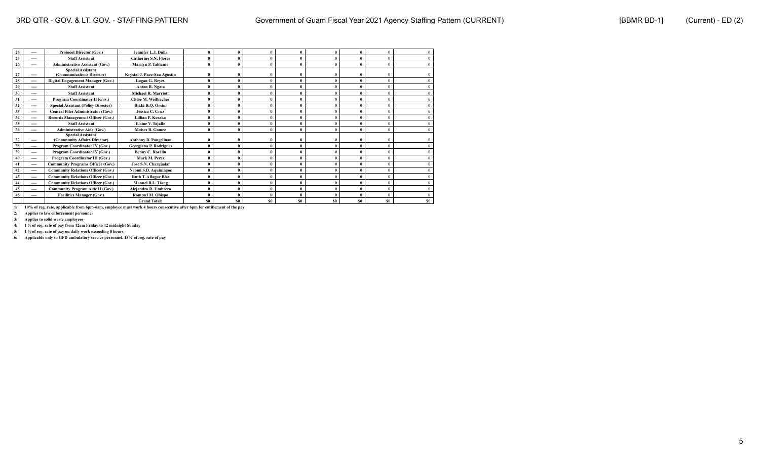| | | | | | | | | | | | |
|---|---|---|---|---|---|---|---|---|---|---|---|
| 24 | ---- | Protocol Director (Gov.) | Jennifer L.J. Dulla | 0 | 0 | 0 | 0 | 0 | 0 | 0 | 0 |
| 25 | ---- | Staff Assistant | Catherine S.N. Flores | 0 | 0 | 0 | 0 | 0 | 0 | 0 | 0 |
| 26 | ---- | Administrative Assistant (Gov.) | Marilyn P. Tablante | 0 | 0 | 0 | 0 | 0 | 0 | 0 | 0 |
| 27 | ---- | Special Assistant (Communications Director) | Krystal J. Paco-San Agustin | 0 | 0 | 0 | 0 | 0 | 0 | 0 | 0 |
| 28 | ---- | Digital Engagement Manager (Gov.) | Logan G. Reyes | 0 | 0 | 0 | 0 | 0 | 0 | 0 | 0 |
| 29 | ---- | Staff Assistant | Anton R. Ngata | 0 | 0 | 0 | 0 | 0 | 0 | 0 | 0 |
| 30 | ---- | Staff Assistant | Michael R. Marriott | 0 | 0 | 0 | 0 | 0 | 0 | 0 | 0 |
| 31 | ---- | Program Coordinator II (Gov.) | Chloe M. Weilbacher | 0 | 0 | 0 | 0 | 0 | 0 | 0 | 0 |
| 32 | ---- | Special Assistant (Policy Director) | Rikki R.Q. Orsini | 0 | 0 | 0 | 0 | 0 | 0 | 0 | 0 |
| 33 | ---- | Central Files Administrator (Gov.) | Jessica C. Cruz | 0 | 0 | 0 | 0 | 0 | 0 | 0 | 0 |
| 34 | ---- | Records Management Officer (Gov.) | Lillian P. Kosaka | 0 | 0 | 0 | 0 | 0 | 0 | 0 | 0 |
| 35 | ---- | Staff Assistant | Elaine V. Tajalle | 0 | 0 | 0 | 0 | 0 | 0 | 0 | 0 |
| 36 | ---- | Administrative Aide (Gov.) | Moises B. Gomez | 0 | 0 | 0 | 0 | 0 | 0 | 0 | 0 |
| 37 | ---- | Special Assistant (Community Affairs Director) | Anthony B. Pangelinan | 0 | 0 | 0 | 0 | 0 | 0 | 0 | 0 |
| 38 | ---- | Program Coordinator IV (Gov.) | Georgiana P. Rodrigues | 0 | 0 | 0 | 0 | 0 | 0 | 0 | 0 |
| 39 | ---- | Program Coordinator IV (Gov.) | Benny C. Rosalin | 0 | 0 | 0 | 0 | 0 | 0 | 0 | 0 |
| 40 | ---- | Program Coordinator III (Gov.) | Mark M. Perez | 0 | 0 | 0 | 0 | 0 | 0 | 0 | 0 |
| 41 | ---- | Community Programs Officer (Gov.) | Jose S.N. Chargualaf | 0 | 0 | 0 | 0 | 0 | 0 | 0 | 0 |
| 42 | ---- | Community Relations Officer (Gov.) | Naomi S.D. Aquiningoc | 0 | 0 | 0 | 0 | 0 | 0 | 0 | 0 |
| 43 | ---- | Community Relations Officer (Gov.) | Ruth T. Aflague Blas | 0 | 0 | 0 | 0 | 0 | 0 | 0 | 0 |
| 44 | ---- | Community Relations Officer (Gov.) | Manuel B.L. Tiong | 0 | 0 | 0 | 0 | 0 | 0 | 0 | 0 |
| 45 | ---- | Community Program Aide II (Gov.) | Alejandro R. Umbrero | 0 | 0 | 0 | 0 | 0 | 0 | 0 | 0 |
| 46 | ---- | Facilities Manager (Gov.) | Rommel M. Obispo | 0 | 0 | 0 | 0 | 0 | 0 | 0 | 0 |
| | | | Grand Total: | $0 | $0 | $0 | $0 | $0 | $0 | $0 | $0 |

1/ 10% of reg. rate, applicable from 6pm-6am, employee must work 4 hours consecutive after 6pm for entitlement of the pay

2/ Applies to law enforcement personnel

3/ Applies to solid waste employees

4/ 1 ½ of reg. rate of pay from 12am Friday to 12 midnight Sunday

5/ 1 ½ of reg. rate of pay on daily work exceeding 8 hours

6/ Applicable only to GFD ambulatory service personnel. 15% of reg. rate of pay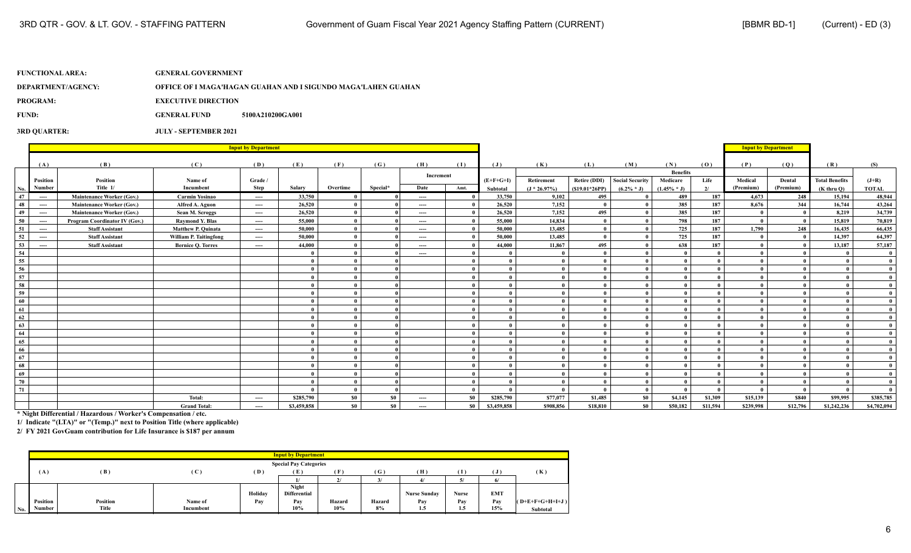**FUNCTIONAL AREA:** GENERAL GOVERNMENT

**DEPARTMENT/AGENCY:** OFFICE OF I MAGA'HAGAN GUAHAN AND I SIGUNDO MAGA'LAHEN GUAHAN

**PROGRAM:** EXECUTIVE DIRECTION

**FUND:** GENERAL FUND 5100A210200GA001

**3RD QUARTER:** JULY - SEPTEMBER 2021

| | Input by Department | | | | | | | | | | | | | | | | Input by Department | | | |
|---|---|---|---|---|---|---|---|---|---|---|---|---|---|---|---|---|---|---|---|---|
| | (A) | (B) | (C) | (D) | (E) | (F) | (G) | (H) | (I) | (J) | (K) | (L) | (M) | (N) | (O) | (P) | (Q) | (R) | (S) |
| | | | | | | | | Increment | | | | | | Benefits | | | | | |
| No. | Position Number | Position Title 1/ | Name of Incumbent | Grade / Step | Salary | Overtime | Special* | Date | Amt. | (E+F+G+I) Subtotal | Retirement (J * 26.97%) | Retire (DDI) ($19.01*26PP) | Social Security (6.2% * J) | Medicare (1.45% * J) | Life 2/ | Medical (Premium) | Dental (Premium) | Total Benefits (K thru Q) | (J+R) TOTAL |
| 47 | ---- | Maintenance Worker (Gov.) | Carmin Yosinao | ---- | 33,750 | 0 | 0 | ---- | 0 | 33,750 | 9,102 | 495 | 0 | 489 | 187 | 4,673 | 248 | 15,194 | 48,944 |
| 48 | ---- | Maintenance Worker (Gov.) | Alfred A. Aguon | ---- | 26,520 | 0 | 0 | ---- | 0 | 26,520 | 7,152 | 0 | 0 | 385 | 187 | 8,676 | 344 | 16,744 | 43,264 |
| 49 | ---- | Maintenance Worker (Gov.) | Sean M. Scroggs | ---- | 26,520 | 0 | 0 | ---- | 0 | 26,520 | 7,152 | 495 | 0 | 385 | 187 | 0 | 0 | 8,219 | 34,739 |
| 50 | ---- | Program Coordinator IV (Gov.) | Raymond Y. Blas | ---- | 55,000 | 0 | 0 | ---- | 0 | 55,000 | 14,834 | 0 | 0 | 798 | 187 | 0 | 0 | 15,819 | 70,819 |
| 51 | ---- | Staff Assistant | Matthew P. Quinata | ---- | 50,000 | 0 | 0 | ---- | 0 | 50,000 | 13,485 | 0 | 0 | 725 | 187 | 1,790 | 248 | 16,435 | 66,435 |
| 52 | ---- | Staff Assistant | William P. Taitingfong | ---- | 50,000 | 0 | 0 | ---- | 0 | 50,000 | 13,485 | 0 | 0 | 725 | 187 | 0 | 0 | 14,397 | 64,397 |
| 53 | ---- | Staff Assistant | Bernice Q. Torres | ---- | 44,000 | 0 | 0 | ---- | 0 | 44,000 | 11,867 | 495 | 0 | 638 | 187 | 0 | 0 | 13,187 | 57,187 |
| 54 | | | | | 0 | 0 | 0 | ---- | 0 | 0 | 0 | 0 | 0 | 0 | 0 | 0 | 0 | 0 | 0 |
| 55 | | | | | 0 | 0 | 0 | | 0 | 0 | 0 | 0 | 0 | 0 | 0 | 0 | 0 | 0 | 0 |
| 56 | | | | | 0 | 0 | 0 | | 0 | 0 | 0 | 0 | 0 | 0 | 0 | 0 | 0 | 0 | 0 |
| 57 | | | | | 0 | 0 | 0 | | 0 | 0 | 0 | 0 | 0 | 0 | 0 | 0 | 0 | 0 | 0 |
| 58 | | | | | 0 | 0 | 0 | | 0 | 0 | 0 | 0 | 0 | 0 | 0 | 0 | 0 | 0 | 0 |
| 59 | | | | | 0 | 0 | 0 | | 0 | 0 | 0 | 0 | 0 | 0 | 0 | 0 | 0 | 0 | 0 |
| 60 | | | | | 0 | 0 | 0 | | 0 | 0 | 0 | 0 | 0 | 0 | 0 | 0 | 0 | 0 | 0 |
| 61 | | | | | 0 | 0 | 0 | | 0 | 0 | 0 | 0 | 0 | 0 | 0 | 0 | 0 | 0 | 0 |
| 62 | | | | | 0 | 0 | 0 | | 0 | 0 | 0 | 0 | 0 | 0 | 0 | 0 | 0 | 0 | 0 |
| 63 | | | | | 0 | 0 | 0 | | 0 | 0 | 0 | 0 | 0 | 0 | 0 | 0 | 0 | 0 | 0 |
| 64 | | | | | 0 | 0 | 0 | | 0 | 0 | 0 | 0 | 0 | 0 | 0 | 0 | 0 | 0 | 0 |
| 65 | | | | | 0 | 0 | 0 | | 0 | 0 | 0 | 0 | 0 | 0 | 0 | 0 | 0 | 0 | 0 |
| 66 | | | | | 0 | 0 | 0 | | 0 | 0 | 0 | 0 | 0 | 0 | 0 | 0 | 0 | 0 | 0 |
| 67 | | | | | 0 | 0 | 0 | | 0 | 0 | 0 | 0 | 0 | 0 | 0 | 0 | 0 | 0 | 0 |
| 68 | | | | | 0 | 0 | 0 | | 0 | 0 | 0 | 0 | 0 | 0 | 0 | 0 | 0 | 0 | 0 |
| 69 | | | | | 0 | 0 | 0 | | 0 | 0 | 0 | 0 | 0 | 0 | 0 | 0 | 0 | 0 | 0 |
| 70 | | | | | 0 | 0 | 0 | | 0 | 0 | 0 | 0 | 0 | 0 | 0 | 0 | 0 | 0 | 0 |
| 71 | | | | | 0 | 0 | 0 | | 0 | 0 | 0 | 0 | 0 | 0 | 0 | 0 | 0 | 0 | 0 |
| | | | Total: | ---- | $285,790 | $0 | $0 | ---- | $0 | $285,790 | $77,077 | $1,485 | $0 | $4,145 | $1,309 | $15,139 | $840 | $99,995 | $385,785 |
| | | | Grand Total: | ---- | $3,459,858 | $0 | $0 | ---- | $0 | $3,459,858 | $908,856 | $18,810 | $0 | $50,182 | $11,594 | $239,998 | $12,796 | $1,242,236 | $4,702,094 |

\* Night Differential / Hazardous / Worker's Compensation / etc.

1/ Indicate "(LTA)" or "(Temp.)" next to Position Title (where applicable)

2/ FY 2021 GovGuam contribution for Life Insurance is $187 per annum

| | Input by Department | | | | | | | | | | |
|---|---|---|---|---|---|---|---|---|---|---|---|
| | | | | | Special Pay Categories | | | | | | |
| | (A) | (B) | (C) | (D) | (E) | (F) | (G) | (H) | (I) | (J) | (K) |
| | | | | | 1/ | 2/ | 3/ | 4/ | 5/ | 6/ | |
| No. | Position Number | Position Title | Name of Incumbent | Holiday Pay | Night Differential Pay 10% | Hazard 10% | Hazard 8% | Nurse Sunday Pay 1.5 | Nurse Pay 1.5 | EMT Pay 15% | (D+E+F+G+H+I+J) Subtotal |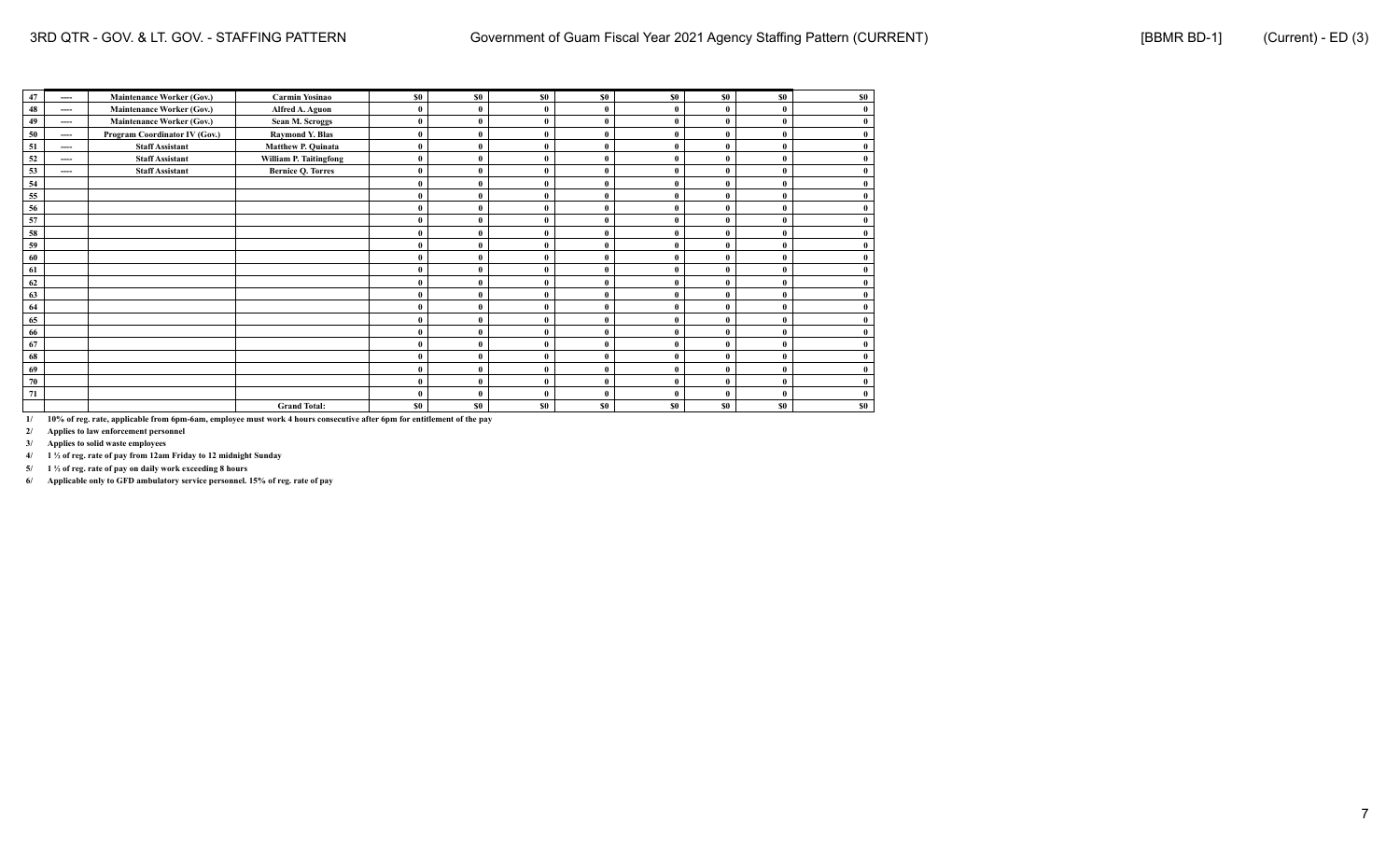| 47 | ---- | Maintenance Worker (Gov.) | Carmin Yosinao | $0 | $0 | $0 | $0 | $0 | $0 | $0 | $0 |
|---|---|---|---|---|---|---|---|---|---|---|---|
| 48 | ---- | Maintenance Worker (Gov.) | Alfred A. Aguon | 0 | 0 | 0 | 0 | 0 | 0 | 0 | 0 |
| 49 | ---- | Maintenance Worker (Gov.) | Sean M. Scroggs | 0 | 0 | 0 | 0 | 0 | 0 | 0 | 0 |
| 50 | ---- | Program Coordinator IV (Gov.) | Raymond Y. Blas | 0 | 0 | 0 | 0 | 0 | 0 | 0 | 0 |
| 51 | ---- | Staff Assistant | Matthew P. Quinata | 0 | 0 | 0 | 0 | 0 | 0 | 0 | 0 |
| 52 | ---- | Staff Assistant | William P. Taitingfong | 0 | 0 | 0 | 0 | 0 | 0 | 0 | 0 |
| 53 | ---- | Staff Assistant | Bernice Q. Torres | 0 | 0 | 0 | 0 | 0 | 0 | 0 | 0 |
| 54 | | | | 0 | 0 | 0 | 0 | 0 | 0 | 0 | 0 |
| 55 | | | | 0 | 0 | 0 | 0 | 0 | 0 | 0 | 0 |
| 56 | | | | 0 | 0 | 0 | 0 | 0 | 0 | 0 | 0 |
| 57 | | | | 0 | 0 | 0 | 0 | 0 | 0 | 0 | 0 |
| 58 | | | | 0 | 0 | 0 | 0 | 0 | 0 | 0 | 0 |
| 59 | | | | 0 | 0 | 0 | 0 | 0 | 0 | 0 | 0 |
| 60 | | | | 0 | 0 | 0 | 0 | 0 | 0 | 0 | 0 |
| 61 | | | | 0 | 0 | 0 | 0 | 0 | 0 | 0 | 0 |
| 62 | | | | 0 | 0 | 0 | 0 | 0 | 0 | 0 | 0 |
| 63 | | | | 0 | 0 | 0 | 0 | 0 | 0 | 0 | 0 |
| 64 | | | | 0 | 0 | 0 | 0 | 0 | 0 | 0 | 0 |
| 65 | | | | 0 | 0 | 0 | 0 | 0 | 0 | 0 | 0 |
| 66 | | | | 0 | 0 | 0 | 0 | 0 | 0 | 0 | 0 |
| 67 | | | | 0 | 0 | 0 | 0 | 0 | 0 | 0 | 0 |
| 68 | | | | 0 | 0 | 0 | 0 | 0 | 0 | 0 | 0 |
| 69 | | | | 0 | 0 | 0 | 0 | 0 | 0 | 0 | 0 |
| 70 | | | | 0 | 0 | 0 | 0 | 0 | 0 | 0 | 0 |
| 71 | | | | 0 | 0 | 0 | 0 | 0 | 0 | 0 | 0 |
| | | | Grand Total: | $0 | $0 | $0 | $0 | $0 | $0 | $0 | $0 |

1/ 10% of reg. rate, applicable from 6pm-6am, employee must work 4 hours consecutive after 6pm for entitlement of the pay

2/ Applies to law enforcement personnel

3/ Applies to solid waste employees

4/ 1 ½ of reg. rate of pay from 12am Friday to 12 midnight Sunday

5/ 1 ½ of reg. rate of pay on daily work exceeding 8 hours

6/ Applicable only to GFD ambulatory service personnel. 15% of reg. rate of pay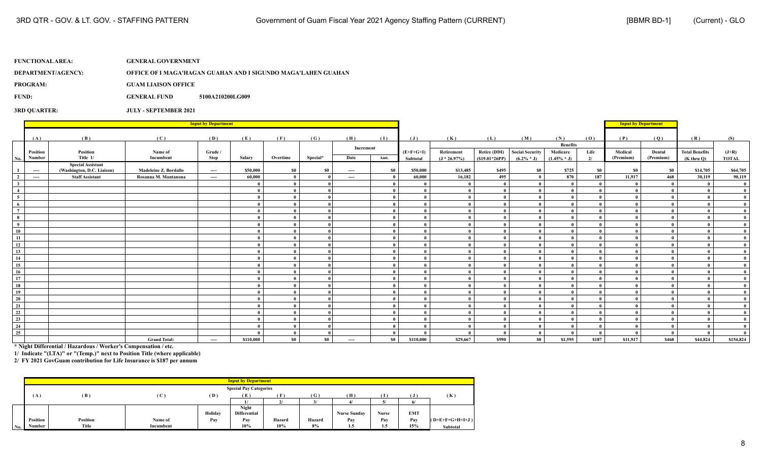**FUNCTIONAL AREA:** GENERAL GOVERNMENT

**DEPARTMENT/AGENCY:** OFFICE OF I MAGA'HAGAN GUAHAN AND I SIGUNDO MAGA'LAHEN GUAHAN

**PROGRAM:** GUAM LIAISON OFFICE

**FUND:** GENERAL FUND 5100A210200LG009

**3RD QUARTER:** JULY - SEPTEMBER 2021

| | Input by Department | | | | | | | | | | | | | | | Input by Department | | | |
|---|---|---|---|---|---|---|---|---|---|---|---|---|---|---|---|---|---|---|---|
| | (A) | (B) | (C) | (D) | (E) | (F) | (G) | (H) | (I) | (J) | (K) | (L) | (M) | (N) | (O) | (P) | (Q) | (R) | (S) |
| | | | | | | | | Increment | | | | | | Benefits | | | | | |
| No. | Position Number | Position Title 1/ | Name of Incumbent | Grade / Step | Salary | Overtime | Special* | Date | Amt. | (E+F+G+I) Subtotal | Retirement (J * 26.97%) | Retire (DDI) ($19.01*26PP) | Social Security (6.2% * J) | Medicare (1.45% * J) | Life 2/ | Medical (Premium) | Dental (Premium) | Total Benefits (K thru Q) | (J+R) TOTAL |
| 1 | ---- | Special Assistant (Washington, D.C. Liaison) | Madeleine Z. Bordallo | ---- | $50,000 | $0 | $0 | ---- | $0 | $50,000 | $13,485 | $495 | $0 | $725 | $0 | $0 | $0 | $14,705 | $64,705 |
| 2 | ---- | Staff Assistant | Rosanna M. Mantanona | ---- | 60,000 | 0 | 0 | ---- | 0 | 60,000 | 16,182 | 495 | 0 | 870 | 187 | 11,917 | 468 | 30,119 | 90,119 |
| 3 | | | | | 0 | 0 | 0 | | 0 | 0 | 0 | 0 | 0 | 0 | 0 | 0 | 0 | 0 | 0 |
| 4 | | | | | 0 | 0 | 0 | | 0 | 0 | 0 | 0 | 0 | 0 | 0 | 0 | 0 | 0 | 0 |
| 5 | | | | | 0 | 0 | 0 | | 0 | 0 | 0 | 0 | 0 | 0 | 0 | 0 | 0 | 0 | 0 |
| 6 | | | | | 0 | 0 | 0 | | 0 | 0 | 0 | 0 | 0 | 0 | 0 | 0 | 0 | 0 | 0 |
| 7 | | | | | 0 | 0 | 0 | | 0 | 0 | 0 | 0 | 0 | 0 | 0 | 0 | 0 | 0 | 0 |
| 8 | | | | | 0 | 0 | 0 | | 0 | 0 | 0 | 0 | 0 | 0 | 0 | 0 | 0 | 0 | 0 |
| 9 | | | | | 0 | 0 | 0 | | 0 | 0 | 0 | 0 | 0 | 0 | 0 | 0 | 0 | 0 | 0 |
| 10 | | | | | 0 | 0 | 0 | | 0 | 0 | 0 | 0 | 0 | 0 | 0 | 0 | 0 | 0 | 0 |
| 11 | | | | | 0 | 0 | 0 | | 0 | 0 | 0 | 0 | 0 | 0 | 0 | 0 | 0 | 0 | 0 |
| 12 | | | | | 0 | 0 | 0 | | 0 | 0 | 0 | 0 | 0 | 0 | 0 | 0 | 0 | 0 | 0 |
| 13 | | | | | 0 | 0 | 0 | | 0 | 0 | 0 | 0 | 0 | 0 | 0 | 0 | 0 | 0 | 0 |
| 14 | | | | | 0 | 0 | 0 | | 0 | 0 | 0 | 0 | 0 | 0 | 0 | 0 | 0 | 0 | 0 |
| 15 | | | | | 0 | 0 | 0 | | 0 | 0 | 0 | 0 | 0 | 0 | 0 | 0 | 0 | 0 | 0 |
| 16 | | | | | 0 | 0 | 0 | | 0 | 0 | 0 | 0 | 0 | 0 | 0 | 0 | 0 | 0 | 0 |
| 17 | | | | | 0 | 0 | 0 | | 0 | 0 | 0 | 0 | 0 | 0 | 0 | 0 | 0 | 0 | 0 |
| 18 | | | | | 0 | 0 | 0 | | 0 | 0 | 0 | 0 | 0 | 0 | 0 | 0 | 0 | 0 | 0 |
| 19 | | | | | 0 | 0 | 0 | | 0 | 0 | 0 | 0 | 0 | 0 | 0 | 0 | 0 | 0 | 0 |
| 20 | | | | | 0 | 0 | 0 | | 0 | 0 | 0 | 0 | 0 | 0 | 0 | 0 | 0 | 0 | 0 |
| 21 | | | | | 0 | 0 | 0 | | 0 | 0 | 0 | 0 | 0 | 0 | 0 | 0 | 0 | 0 | 0 |
| 22 | | | | | 0 | 0 | 0 | | 0 | 0 | 0 | 0 | 0 | 0 | 0 | 0 | 0 | 0 | 0 |
| 23 | | | | | 0 | 0 | 0 | | 0 | 0 | 0 | 0 | 0 | 0 | 0 | 0 | 0 | 0 | 0 |
| 24 | | | | | 0 | 0 | 0 | | 0 | 0 | 0 | 0 | 0 | 0 | 0 | 0 | 0 | 0 | 0 |
| 25 | | | | | 0 | 0 | 0 | | 0 | 0 | 0 | 0 | 0 | 0 | 0 | 0 | 0 | 0 | 0 |
| | | | Grand Total: | ---- | $110,000 | $0 | $0 | ---- | $0 | $110,000 | $29,667 | $990 | $0 | $1,595 | $187 | $11,917 | $468 | $44,824 | $154,824 |

\* Night Differential / Hazardous / Worker's Compensation / etc.

1/ Indicate "(LTA)" or "(Temp.)" next to Position Title (where applicable)

2/ FY 2021 GovGuam contribution for Life Insurance is $187 per annum

| | Input by Department | | | | | | | | | | |
|---|---|---|---|---|---|---|---|---|---|---|---|
| | | | | | Special Pay Categories | | | | | | |
| | (A) | (B) | (C) | (D) | (E) | (F) | (G) | (H) | (I) | (J) | (K) |
| | | | | | 1/ | 2/ | 3/ | 4/ | 5/ | 6/ | |
| No. | Position Number | Position Title | Name of Incumbent | Holiday Pay | Night Differential Pay 10% | Hazard 10% | Hazard 8% | Nurse Sunday Pay 1.5 | Nurse Pay 1.5 | EMT Pay 15% | (D+E+F+G+H+I+J) Subtotal |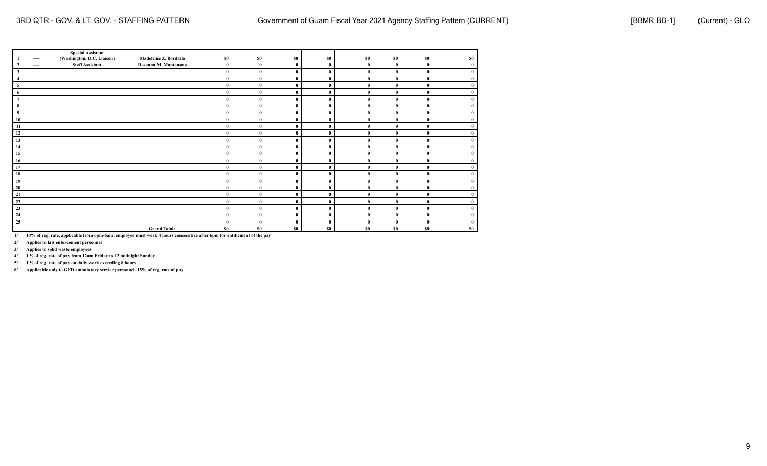| | | | | | | | | | | | |
|---|---|---|---|---|---|---|---|---|---|---|---|
| **1** | ---- | **Special Assistant (Washington, D.C. Liaison)** | **Madeleine Z. Bordallo** | **$0** | **$0** | **$0** | **$0** | **$0** | **$0** | **$0** | **$0** |
| **2** | ---- | **Staff Assistant** | **Rosanna M. Mantanona** | **0** | **0** | **0** | **0** | **0** | **0** | **0** | **0** |
| **3** | | | | **0** | **0** | **0** | **0** | **0** | **0** | **0** | **0** |
| **4** | | | | **0** | **0** | **0** | **0** | **0** | **0** | **0** | **0** |
| **5** | | | | **0** | **0** | **0** | **0** | **0** | **0** | **0** | **0** |
| **6** | | | | **0** | **0** | **0** | **0** | **0** | **0** | **0** | **0** |
| **7** | | | | **0** | **0** | **0** | **0** | **0** | **0** | **0** | **0** |
| **8** | | | | **0** | **0** | **0** | **0** | **0** | **0** | **0** | **0** |
| **9** | | | | **0** | **0** | **0** | **0** | **0** | **0** | **0** | **0** |
| **10** | | | | **0** | **0** | **0** | **0** | **0** | **0** | **0** | **0** |
| **11** | | | | **0** | **0** | **0** | **0** | **0** | **0** | **0** | **0** |
| **12** | | | | **0** | **0** | **0** | **0** | **0** | **0** | **0** | **0** |
| **13** | | | | **0** | **0** | **0** | **0** | **0** | **0** | **0** | **0** |
| **14** | | | | **0** | **0** | **0** | **0** | **0** | **0** | **0** | **0** |
| **15** | | | | **0** | **0** | **0** | **0** | **0** | **0** | **0** | **0** |
| **16** | | | | **0** | **0** | **0** | **0** | **0** | **0** | **0** | **0** |
| **17** | | | | **0** | **0** | **0** | **0** | **0** | **0** | **0** | **0** |
| **18** | | | | **0** | **0** | **0** | **0** | **0** | **0** | **0** | **0** |
| **19** | | | | **0** | **0** | **0** | **0** | **0** | **0** | **0** | **0** |
| **20** | | | | **0** | **0** | **0** | **0** | **0** | **0** | **0** | **0** |
| **21** | | | | **0** | **0** | **0** | **0** | **0** | **0** | **0** | **0** |
| **22** | | | | **0** | **0** | **0** | **0** | **0** | **0** | **0** | **0** |
| **23** | | | | **0** | **0** | **0** | **0** | **0** | **0** | **0** | **0** |
| **24** | | | | **0** | **0** | **0** | **0** | **0** | **0** | **0** | **0** |
| **25** | | | | **0** | **0** | **0** | **0** | **0** | **0** | **0** | **0** |
| | | | **Grand Total:** | **$0** | **$0** | **$0** | **$0** | **$0** | **$0** | **$0** | **$0** |

**1/ 10% of reg. rate, applicable from 6pm-6am, employee must work 4 hours consecutive after 6pm for entitlement of the pay**

**2/ Applies to law enforcement personnel**

**3/ Applies to solid waste employees**

**4/ 1 ½ of reg. rate of pay from 12am Friday to 12 midnight Sunday**

**5/ 1 ½ of reg. rate of pay on daily work exceeding 8 hours**

**6/ Applicable only to GFD ambulatory service personnel. 15% of reg. rate of pay**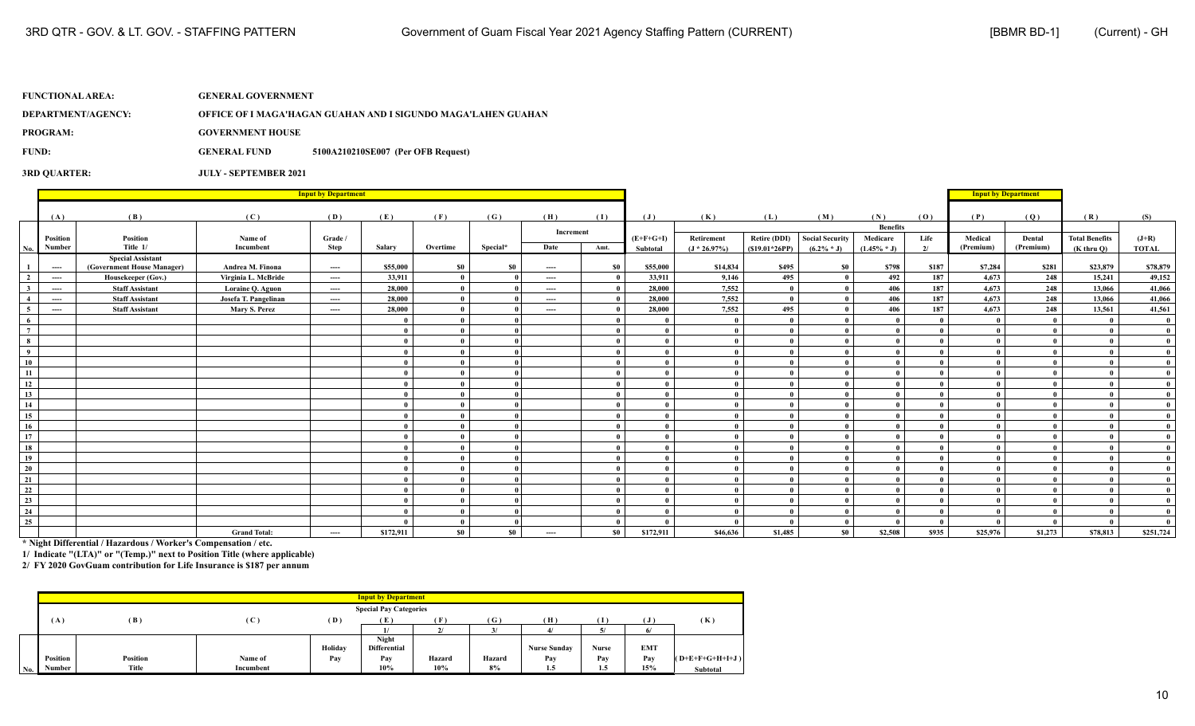3RD QTR - GOV. & LT. GOV. - STAFFING PATTERN | Government of Guam Fiscal Year 2021 Agency Staffing Pattern (CURRENT) | [BBMR BD-1] (Current) - GH

**FUNCTIONAL AREA:** GENERAL GOVERNMENT

**DEPARTMENT/AGENCY:** OFFICE OF I MAGA'HAGAN GUAHAN AND I SIGUNDO MAGA'LAHEN GUAHAN

**PROGRAM:** GOVERNMENT HOUSE

**FUND:** GENERAL FUND 5100A210210SE007 (Per OFB Request)

**3RD QUARTER:** JULY - SEPTEMBER 2021

| | Input by Department | | | | | | | | | | | | | | | Input by Department | | | |
|---|---|---|---|---|---|---|---|---|---|---|---|---|---|---|---|---|---|---|---|
| | (A) | (B) | (C) | (D) | (E) | (F) | (G) | (H) | (I) | (J) | (K) | (L) | (M) | (N) | (O) | (P) | (Q) | (R) | (S) |
| | | | | | | | | Increment | | | | | | Benefits | | | | | |
| No. | Position Number | Position Title 1/ | Name of Incumbent | Grade / Step | Salary | Overtime | Special* | Date | Amt. | (E+F+G+I) Subtotal | Retirement (J * 26.97%) | Retire (DDI) ($19.01*26PP) | Social Security (6.2% * J) | Medicare (1.45% * J) | Life 2/ | Medical (Premium) | Dental (Premium) | Total Benefits (K thru Q) | (J+R) TOTAL |
| 1 | ---- | Special Assistant (Government House Manager) | Andrea M. Finona | ---- | $55,000 | $0 | $0 | ---- | $0 | $55,000 | $14,834 | $495 | $0 | $798 | $187 | $7,284 | $281 | $23,879 | $78,879 |
| 2 | ---- | Housekeeper (Gov.) | Virginia L. McBride | ---- | 33,911 | 0 | 0 | ---- | 0 | 33,911 | 9,146 | 495 | 0 | 492 | 187 | 4,673 | 248 | 15,241 | 49,152 |
| 3 | ---- | Staff Assistant | Loraine Q. Aguon | ---- | 28,000 | 0 | 0 | ---- | 0 | 28,000 | 7,552 | 0 | 0 | 406 | 187 | 4,673 | 248 | 13,066 | 41,066 |
| 4 | ---- | Staff Assistant | Josefa T. Pangelinan | ---- | 28,000 | 0 | 0 | ---- | 0 | 28,000 | 7,552 | 0 | 0 | 406 | 187 | 4,673 | 248 | 13,066 | 41,066 |
| 5 | ---- | Staff Assistant | Mary S. Perez | ---- | 28,000 | 0 | 0 | ---- | 0 | 28,000 | 7,552 | 495 | 0 | 406 | 187 | 4,673 | 248 | 13,561 | 41,561 |
| 6 | | | | | 0 | 0 | 0 | | 0 | 0 | 0 | 0 | 0 | 0 | 0 | 0 | 0 | 0 | 0 |
| 7 | | | | | 0 | 0 | 0 | | 0 | 0 | 0 | 0 | 0 | 0 | 0 | 0 | 0 | 0 | 0 |
| 8 | | | | | 0 | 0 | 0 | | 0 | 0 | 0 | 0 | 0 | 0 | 0 | 0 | 0 | 0 | 0 |
| 9 | | | | | 0 | 0 | 0 | | 0 | 0 | 0 | 0 | 0 | 0 | 0 | 0 | 0 | 0 | 0 |
| 10 | | | | | 0 | 0 | 0 | | 0 | 0 | 0 | 0 | 0 | 0 | 0 | 0 | 0 | 0 | 0 |
| 11 | | | | | 0 | 0 | 0 | | 0 | 0 | 0 | 0 | 0 | 0 | 0 | 0 | 0 | 0 | 0 |
| 12 | | | | | 0 | 0 | 0 | | 0 | 0 | 0 | 0 | 0 | 0 | 0 | 0 | 0 | 0 | 0 |
| 13 | | | | | 0 | 0 | 0 | | 0 | 0 | 0 | 0 | 0 | 0 | 0 | 0 | 0 | 0 | 0 |
| 14 | | | | | 0 | 0 | 0 | | 0 | 0 | 0 | 0 | 0 | 0 | 0 | 0 | 0 | 0 | 0 |
| 15 | | | | | 0 | 0 | 0 | | 0 | 0 | 0 | 0 | 0 | 0 | 0 | 0 | 0 | 0 | 0 |
| 16 | | | | | 0 | 0 | 0 | | 0 | 0 | 0 | 0 | 0 | 0 | 0 | 0 | 0 | 0 | 0 |
| 17 | | | | | 0 | 0 | 0 | | 0 | 0 | 0 | 0 | 0 | 0 | 0 | 0 | 0 | 0 | 0 |
| 18 | | | | | 0 | 0 | 0 | | 0 | 0 | 0 | 0 | 0 | 0 | 0 | 0 | 0 | 0 | 0 |
| 19 | | | | | 0 | 0 | 0 | | 0 | 0 | 0 | 0 | 0 | 0 | 0 | 0 | 0 | 0 | 0 |
| 20 | | | | | 0 | 0 | 0 | | 0 | 0 | 0 | 0 | 0 | 0 | 0 | 0 | 0 | 0 | 0 |
| 21 | | | | | 0 | 0 | 0 | | 0 | 0 | 0 | 0 | 0 | 0 | 0 | 0 | 0 | 0 | 0 |
| 22 | | | | | 0 | 0 | 0 | | 0 | 0 | 0 | 0 | 0 | 0 | 0 | 0 | 0 | 0 | 0 |
| 23 | | | | | 0 | 0 | 0 | | 0 | 0 | 0 | 0 | 0 | 0 | 0 | 0 | 0 | 0 | 0 |
| 24 | | | | | 0 | 0 | 0 | | 0 | 0 | 0 | 0 | 0 | 0 | 0 | 0 | 0 | 0 | 0 |
| 25 | | | | | 0 | 0 | 0 | | 0 | 0 | 0 | 0 | 0 | 0 | 0 | 0 | 0 | 0 | 0 |
| | | | Grand Total: | ---- | $172,911 | $0 | $0 | ---- | $0 | $172,911 | $46,636 | $1,485 | $0 | $2,508 | $935 | $25,976 | $1,273 | $78,813 | $251,724 |

\* Night Differential / Hazardous / Worker's Compensation / etc.

1/ Indicate "(LTA)" or "(Temp.)" next to Position Title (where applicable)

2/ FY 2020 GovGuam contribution for Life Insurance is $187 per annum

| | Input by Department | | | | | | | | | | |
|---|---|---|---|---|---|---|---|---|---|---|---|
| | | | | | Special Pay Categories | | | | | | |
| | (A) | (B) | (C) | (D) | (E) | (F) | (G) | (H) | (I) | (J) | (K) |
| | | | | | 1/ | 2/ | 3/ | 4/ | 5/ | 6/ | |
| No. | Position Number | Position Title | Name of Incumbent | Holiday Pay | Night Differential Pay 10% | Hazard 10% | Hazard 8% | Nurse Sunday Pay 1.5 | Nurse Pay 1.5 | EMT Pay 15% | (D+E+F+G+H+I+J) Subtotal |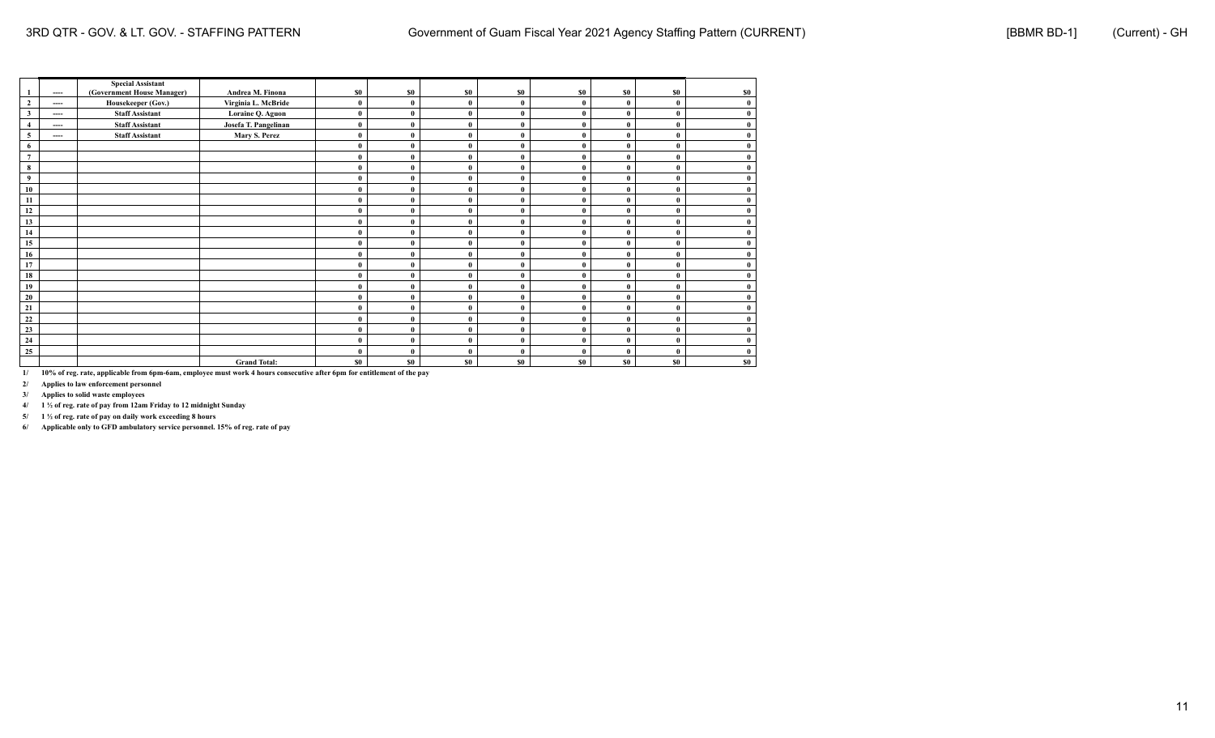|  |  |  |  |  |  |  |  |  |  |  |  |
|---|---|---|---|---|---|---|---|---|---|---|---|
| 1 | ---- | Special Assistant (Government House Manager) | Andrea M. Finona | $0 | $0 | $0 | $0 | $0 | $0 | $0 | $0 |
| 2 | ---- | Housekeeper (Gov.) | Virginia L. McBride | 0 | 0 | 0 | 0 | 0 | 0 | 0 | 0 |
| 3 | ---- | Staff Assistant | Loraine Q. Aguon | 0 | 0 | 0 | 0 | 0 | 0 | 0 | 0 |
| 4 | ---- | Staff Assistant | Josefa T. Pangelinan | 0 | 0 | 0 | 0 | 0 | 0 | 0 | 0 |
| 5 | ---- | Staff Assistant | Mary S. Perez | 0 | 0 | 0 | 0 | 0 | 0 | 0 | 0 |
| 6 |  |  |  | 0 | 0 | 0 | 0 | 0 | 0 | 0 | 0 |
| 7 |  |  |  | 0 | 0 | 0 | 0 | 0 | 0 | 0 | 0 |
| 8 |  |  |  | 0 | 0 | 0 | 0 | 0 | 0 | 0 | 0 |
| 9 |  |  |  | 0 | 0 | 0 | 0 | 0 | 0 | 0 | 0 |
| 10 |  |  |  | 0 | 0 | 0 | 0 | 0 | 0 | 0 | 0 |
| 11 |  |  |  | 0 | 0 | 0 | 0 | 0 | 0 | 0 | 0 |
| 12 |  |  |  | 0 | 0 | 0 | 0 | 0 | 0 | 0 | 0 |
| 13 |  |  |  | 0 | 0 | 0 | 0 | 0 | 0 | 0 | 0 |
| 14 |  |  |  | 0 | 0 | 0 | 0 | 0 | 0 | 0 | 0 |
| 15 |  |  |  | 0 | 0 | 0 | 0 | 0 | 0 | 0 | 0 |
| 16 |  |  |  | 0 | 0 | 0 | 0 | 0 | 0 | 0 | 0 |
| 17 |  |  |  | 0 | 0 | 0 | 0 | 0 | 0 | 0 | 0 |
| 18 |  |  |  | 0 | 0 | 0 | 0 | 0 | 0 | 0 | 0 |
| 19 |  |  |  | 0 | 0 | 0 | 0 | 0 | 0 | 0 | 0 |
| 20 |  |  |  | 0 | 0 | 0 | 0 | 0 | 0 | 0 | 0 |
| 21 |  |  |  | 0 | 0 | 0 | 0 | 0 | 0 | 0 | 0 |
| 22 |  |  |  | 0 | 0 | 0 | 0 | 0 | 0 | 0 | 0 |
| 23 |  |  |  | 0 | 0 | 0 | 0 | 0 | 0 | 0 | 0 |
| 24 |  |  |  | 0 | 0 | 0 | 0 | 0 | 0 | 0 | 0 |
| 25 |  |  |  | 0 | 0 | 0 | 0 | 0 | 0 | 0 | 0 |
|  |  |  | Grand Total: | $0 | $0 | $0 | $0 | $0 | $0 | $0 | $0 |

1/ 10% of reg. rate, applicable from 6pm-6am, employee must work 4 hours consecutive after 6pm for entitlement of the pay

2/ Applies to law enforcement personnel

3/ Applies to solid waste employees

4/ 1 ½ of reg. rate of pay from 12am Friday to 12 midnight Sunday

5/ 1 ½ of reg. rate of pay on daily work exceeding 8 hours

6/ Applicable only to GFD ambulatory service personnel. 15% of reg. rate of pay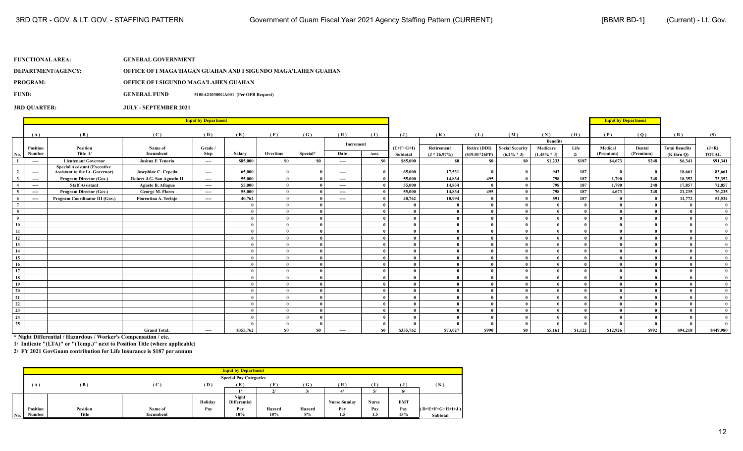3RD QTR - GOV. & LT. GOV. - STAFFING PATTERN | Government of Guam Fiscal Year 2021 Agency Staffing Pattern (CURRENT) | [BBMR BD-1] | (Current) - Lt. Gov.

**FUNCTIONAL AREA:** GENERAL GOVERNMENT

**DEPARTMENT/AGENCY:** OFFICE OF I MAGA'HAGAN GUAHAN AND I SIGUNDO MAGA'LAHEN GUAHAN

**PROGRAM:** OFFICE OF I SIGUNDO MAGA'LAHEN GUAHAN

**FUND:** GENERAL FUND 5100A210300GA001 (Per OFB Request)

**3RD QUARTER:** JULY - SEPTEMBER 2021

| | Input by Department | | | | | | | | | | | | | | | | Input by Department | | | |
|---|---|---|---|---|---|---|---|---|---|---|---|---|---|---|---|---|---|---|---|---|
| | (A) | (B) | (C) | (D) | (E) | (F) | (G) | (H) | (I) | (J) | (K) | (L) | (M) | (N) | (O) | (P) | (Q) | (R) | (S) |
| | | | | | | | | Increment | | | | | | Benefits | | | | | |
| No. | Position Number | Position Title 1/ | Name of Incumbent | Grade / Step | Salary | Overtime | Special* | Date | Amt. | (E+F+G+I) Subtotal | Retirement (J * 26.97%) | Retire (DDI) ($19.01*26PP) | Social Security (6.2% * J) | Medicare (1.45% * J) | Life 2/ | Medical (Premium) | Dental (Premium) | Total Benefits (K thru Q) | (J+R) TOTAL |
| 1 | ---- | Lieutenant Governor | Joshua F. Tenorio | ---- | $85,000 | $0 | $0 | ---- | $0 | $85,000 | $0 | $0 | $0 | $1,233 | $187 | $4,673 | $248 | $6,341 | $91,341 |
| 2 | ---- | Special Assistant (Executive Assistant to the Lt. Governor) | Josephine C. Cepeda | ---- | 65,000 | 0 | 0 | ---- | 0 | 65,000 | 17,531 | 0 | 0 | 943 | 187 | 0 | 0 | 18,661 | 83,661 |
| 3 | ---- | Program Director (Gov.) | Robert J.G. San Agustin II | ---- | 55,000 | 0 | 0 | ---- | 0 | 55,000 | 14,834 | 495 | 0 | 798 | 187 | 1,790 | 248 | 18,352 | 73,352 |
| 4 | ---- | Staff Assistant | Agusto B. Aflague | ---- | 55,000 | 0 | 0 | ---- | 0 | 55,000 | 14,834 | 0 | 0 | 798 | 187 | 1,790 | 248 | 17,857 | 72,857 |
| 5 | ---- | Program Director (Gov.) | George M. Flores | ---- | 55,000 | 0 | 0 | ---- | 0 | 55,000 | 14,834 | 495 | 0 | 798 | 187 | 4,673 | 248 | 21,235 | 76,235 |
| 6 | ---- | Program Coordinator III (Gov.) | Florentina A. Terlaje | ---- | 40,762 | 0 | 0 | ---- | 0 | 40,762 | 10,994 | 0 | 0 | 591 | 187 | 0 | 0 | 11,772 | 52,534 |
| 7 | | | | | 0 | 0 | 0 | | 0 | 0 | 0 | 0 | 0 | 0 | 0 | 0 | 0 | 0 | 0 |
| 8 | | | | | 0 | 0 | 0 | | 0 | 0 | 0 | 0 | 0 | 0 | 0 | 0 | 0 | 0 | 0 |
| 9 | | | | | 0 | 0 | 0 | | 0 | 0 | 0 | 0 | 0 | 0 | 0 | 0 | 0 | 0 | 0 |
| 10 | | | | | 0 | 0 | 0 | | 0 | 0 | 0 | 0 | 0 | 0 | 0 | 0 | 0 | 0 | 0 |
| 11 | | | | | 0 | 0 | 0 | | 0 | 0 | 0 | 0 | 0 | 0 | 0 | 0 | 0 | 0 | 0 |
| 12 | | | | | 0 | 0 | 0 | | 0 | 0 | 0 | 0 | 0 | 0 | 0 | 0 | 0 | 0 | 0 |
| 13 | | | | | 0 | 0 | 0 | | 0 | 0 | 0 | 0 | 0 | 0 | 0 | 0 | 0 | 0 | 0 |
| 14 | | | | | 0 | 0 | 0 | | 0 | 0 | 0 | 0 | 0 | 0 | 0 | 0 | 0 | 0 | 0 |
| 15 | | | | | 0 | 0 | 0 | | 0 | 0 | 0 | 0 | 0 | 0 | 0 | 0 | 0 | 0 | 0 |
| 16 | | | | | 0 | 0 | 0 | | 0 | 0 | 0 | 0 | 0 | 0 | 0 | 0 | 0 | 0 | 0 |
| 17 | | | | | 0 | 0 | 0 | | 0 | 0 | 0 | 0 | 0 | 0 | 0 | 0 | 0 | 0 | 0 |
| 18 | | | | | 0 | 0 | 0 | | 0 | 0 | 0 | 0 | 0 | 0 | 0 | 0 | 0 | 0 | 0 |
| 19 | | | | | 0 | 0 | 0 | | 0 | 0 | 0 | 0 | 0 | 0 | 0 | 0 | 0 | 0 | 0 |
| 20 | | | | | 0 | 0 | 0 | | 0 | 0 | 0 | 0 | 0 | 0 | 0 | 0 | 0 | 0 | 0 |
| 21 | | | | | 0 | 0 | 0 | | 0 | 0 | 0 | 0 | 0 | 0 | 0 | 0 | 0 | 0 | 0 |
| 22 | | | | | 0 | 0 | 0 | | 0 | 0 | 0 | 0 | 0 | 0 | 0 | 0 | 0 | 0 | 0 |
| 23 | | | | | 0 | 0 | 0 | | 0 | 0 | 0 | 0 | 0 | 0 | 0 | 0 | 0 | 0 | 0 |
| 24 | | | | | 0 | 0 | 0 | | 0 | 0 | 0 | 0 | 0 | 0 | 0 | 0 | 0 | 0 | 0 |
| 25 | | | | | 0 | 0 | 0 | | 0 | 0 | 0 | 0 | 0 | 0 | 0 | 0 | 0 | 0 | 0 |
| | | | Grand Total: | ---- | $355,762 | $0 | $0 | ---- | $0 | $355,762 | $73,027 | $990 | $0 | $5,161 | $1,122 | $12,926 | $992 | $94,218 | $449,980 |

\* Night Differential / Hazardous / Worker's Compensation / etc.

1/ Indicate "(LTA)" or "(Temp.)" next to Position Title (where applicable)

2/ FY 2021 GovGuam contribution for Life Insurance is $187 per annum

| | Input by Department | | | | | | | | | | |
|---|---|---|---|---|---|---|---|---|---|---|---|
| | | | | | Special Pay Categories | | | | | | |
| | (A) | (B) | (C) | (D) | (E) | (F) | (G) | (H) | (I) | (J) | (K) |
| | | | | | 1/ | 2/ | 3/ | 4/ | 5/ | 6/ | |
| No. | Position Number | Position Title | Name of Incumbent | Holiday Pay | Night Differential Pay 10% | Hazard 10% | Hazard 8% | Nurse Sunday Pay 1.5 | Nurse Pay 1.5 | EMT Pay 15% | (D+E+F+G+H+I+J) Subtotal |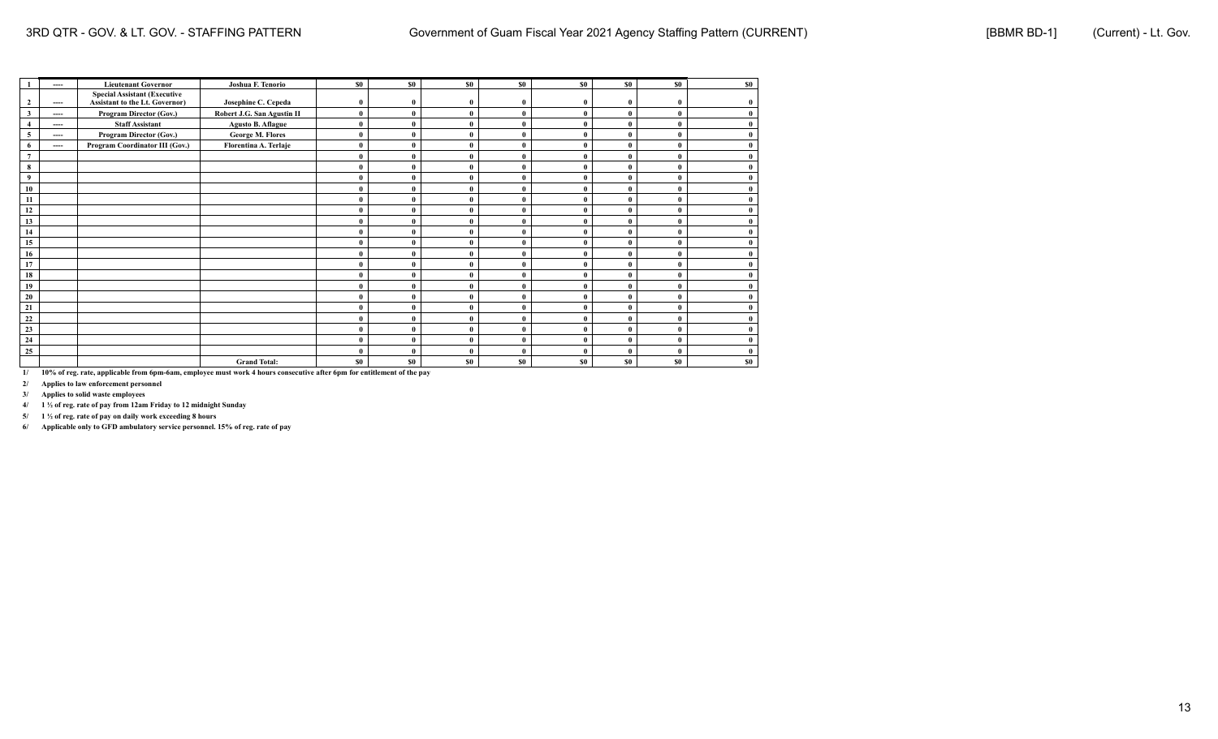| 1 | ---- | Lieutenant Governor | Joshua F. Tenorio | $0 | $0 | $0 | $0 | $0 | $0 | $0 | $0 |
|---|---|---|---|---|---|---|---|---|---|---|---|
| 2 | ---- | Special Assistant (Executive Assistant to the Lt. Governor) | Josephine C. Cepeda | 0 | 0 | 0 | 0 | 0 | 0 | 0 | 0 |
| 3 | ---- | Program Director (Gov.) | Robert J.G. San Agustin II | 0 | 0 | 0 | 0 | 0 | 0 | 0 | 0 |
| 4 | ---- | Staff Assistant | Agusto B. Aflague | 0 | 0 | 0 | 0 | 0 | 0 | 0 | 0 |
| 5 | ---- | Program Director (Gov.) | George M. Flores | 0 | 0 | 0 | 0 | 0 | 0 | 0 | 0 |
| 6 | ---- | Program Coordinator III (Gov.) | Florentina A. Terlaje | 0 | 0 | 0 | 0 | 0 | 0 | 0 | 0 |
| 7 | | | | 0 | 0 | 0 | 0 | 0 | 0 | 0 | 0 |
| 8 | | | | 0 | 0 | 0 | 0 | 0 | 0 | 0 | 0 |
| 9 | | | | 0 | 0 | 0 | 0 | 0 | 0 | 0 | 0 |
| 10 | | | | 0 | 0 | 0 | 0 | 0 | 0 | 0 | 0 |
| 11 | | | | 0 | 0 | 0 | 0 | 0 | 0 | 0 | 0 |
| 12 | | | | 0 | 0 | 0 | 0 | 0 | 0 | 0 | 0 |
| 13 | | | | 0 | 0 | 0 | 0 | 0 | 0 | 0 | 0 |
| 14 | | | | 0 | 0 | 0 | 0 | 0 | 0 | 0 | 0 |
| 15 | | | | 0 | 0 | 0 | 0 | 0 | 0 | 0 | 0 |
| 16 | | | | 0 | 0 | 0 | 0 | 0 | 0 | 0 | 0 |
| 17 | | | | 0 | 0 | 0 | 0 | 0 | 0 | 0 | 0 |
| 18 | | | | 0 | 0 | 0 | 0 | 0 | 0 | 0 | 0 |
| 19 | | | | 0 | 0 | 0 | 0 | 0 | 0 | 0 | 0 |
| 20 | | | | 0 | 0 | 0 | 0 | 0 | 0 | 0 | 0 |
| 21 | | | | 0 | 0 | 0 | 0 | 0 | 0 | 0 | 0 |
| 22 | | | | 0 | 0 | 0 | 0 | 0 | 0 | 0 | 0 |
| 23 | | | | 0 | 0 | 0 | 0 | 0 | 0 | 0 | 0 |
| 24 | | | | 0 | 0 | 0 | 0 | 0 | 0 | 0 | 0 |
| 25 | | | | 0 | 0 | 0 | 0 | 0 | 0 | 0 | 0 |
| | | | Grand Total: | $0 | $0 | $0 | $0 | $0 | $0 | $0 | $0 |

1/ 10% of reg. rate, applicable from 6pm-6am, employee must work 4 hours consecutive after 6pm for entitlement of the pay

2/ Applies to law enforcement personnel

3/ Applies to solid waste employees

4/ 1 ½ of reg. rate of pay from 12am Friday to 12 midnight Sunday

5/ 1 ½ of reg. rate of pay on daily work exceeding 8 hours

6/ Applicable only to GFD ambulatory service personnel. 15% of reg. rate of pay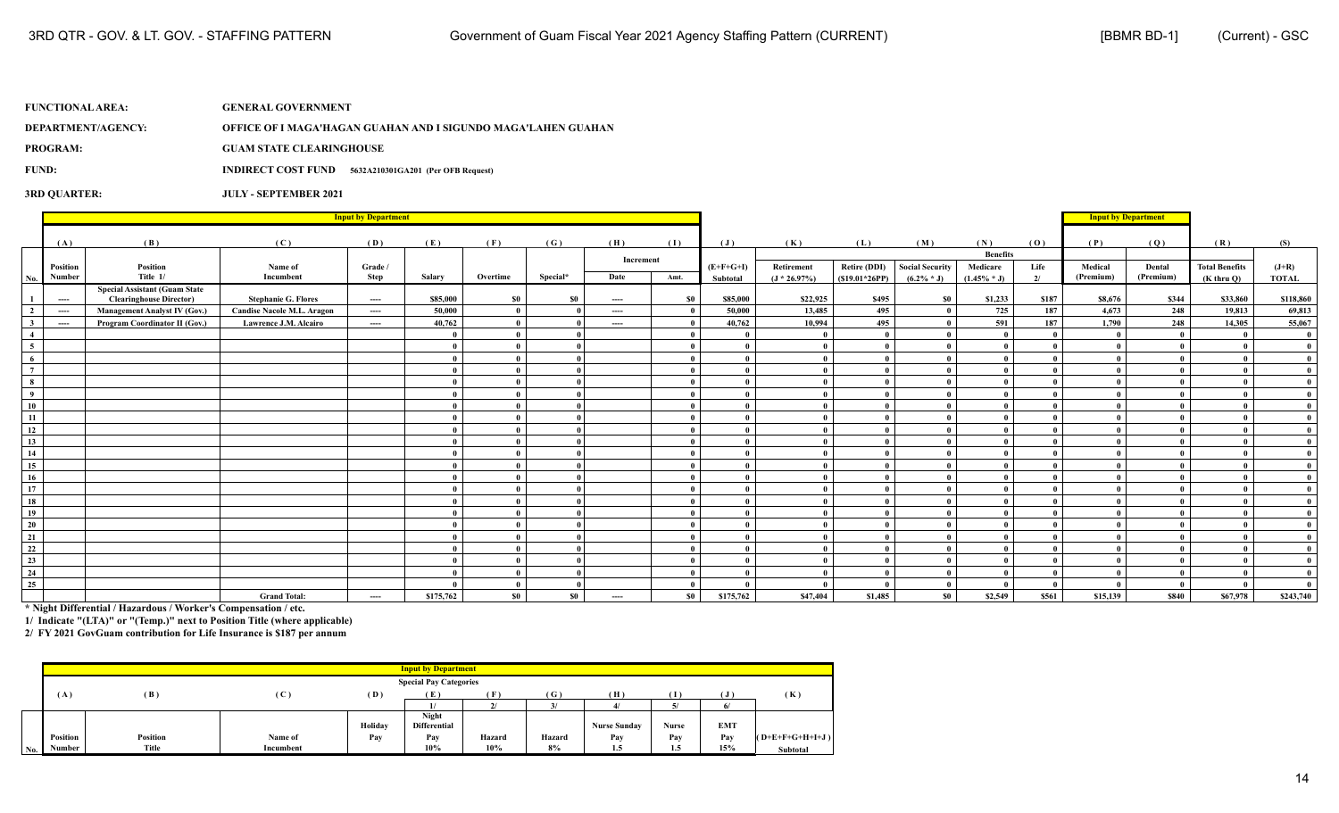**FUNCTIONAL AREA:** GENERAL GOVERNMENT

**DEPARTMENT/AGENCY:** OFFICE OF I MAGA'HAGAN GUAHAN AND I SIGUNDO MAGA'LAHEN GUAHAN

**PROGRAM:** GUAM STATE CLEARINGHOUSE

**FUND:** INDIRECT COST FUND 5632A210301GA201 (Per OFB Request)

**3RD QUARTER:** JULY - SEPTEMBER 2021

| | Input by Department | | | | | | | | | | | | | | | | Input by Department | | | |
|---|---|---|---|---|---|---|---|---|---|---|---|---|---|---|---|---|---|---|---|---|
| | (A) | (B) | (C) | (D) | (E) | (F) | (G) | (H) | (I) | (J) | (K) | (L) | (M) | (N) | (O) | (P) | (Q) | (R) | (S) |
| | | | | | | | | Increment | | | | | | Benefits | | | | | |
| No. | Position Number | Position Title 1/ | Name of Incumbent | Grade / Step | Salary | Overtime | Special* | Date | Amt. | (E+F+G+I) Subtotal | Retirement (J * 26.97%) | Retire (DDI) ($19.01*26PP) | Social Security (6.2% * J) | Medicare (1.45% * J) | Life 2/ | Medical (Premium) | Dental (Premium) | Total Benefits (K thru Q) | (J+R) TOTAL |
| 1 | ---- | Special Assistant (Guam State Clearinghouse Director) | Stephanie G. Flores | ---- | $85,000 | $0 | $0 | ---- | $0 | $85,000 | $22,925 | $495 | $0 | $1,233 | $187 | $8,676 | $344 | $33,860 | $118,860 |
| 2 | ---- | Management Analyst IV (Gov.) | Candise Nacole M.L. Aragon | ---- | 50,000 | 0 | 0 | ---- | 0 | 50,000 | 13,485 | 495 | 0 | 725 | 187 | 4,673 | 248 | 19,813 | 69,813 |
| 3 | ---- | Program Coordinator II (Gov.) | Lawrence J.M. Alcairo | ---- | 40,762 | 0 | 0 | ---- | 0 | 40,762 | 10,994 | 495 | 0 | 591 | 187 | 1,790 | 248 | 14,305 | 55,067 |
| 4 | | | | | 0 | 0 | 0 | | 0 | 0 | 0 | 0 | 0 | 0 | 0 | 0 | 0 | 0 | 0 |
| 5 | | | | | 0 | 0 | 0 | | 0 | 0 | 0 | 0 | 0 | 0 | 0 | 0 | 0 | 0 | 0 |
| 6 | | | | | 0 | 0 | 0 | | 0 | 0 | 0 | 0 | 0 | 0 | 0 | 0 | 0 | 0 | 0 |
| 7 | | | | | 0 | 0 | 0 | | 0 | 0 | 0 | 0 | 0 | 0 | 0 | 0 | 0 | 0 | 0 |
| 8 | | | | | 0 | 0 | 0 | | 0 | 0 | 0 | 0 | 0 | 0 | 0 | 0 | 0 | 0 | 0 |
| 9 | | | | | 0 | 0 | 0 | | 0 | 0 | 0 | 0 | 0 | 0 | 0 | 0 | 0 | 0 | 0 |
| 10 | | | | | 0 | 0 | 0 | | 0 | 0 | 0 | 0 | 0 | 0 | 0 | 0 | 0 | 0 | 0 |
| 11 | | | | | 0 | 0 | 0 | | 0 | 0 | 0 | 0 | 0 | 0 | 0 | 0 | 0 | 0 | 0 |
| 12 | | | | | 0 | 0 | 0 | | 0 | 0 | 0 | 0 | 0 | 0 | 0 | 0 | 0 | 0 | 0 |
| 13 | | | | | 0 | 0 | 0 | | 0 | 0 | 0 | 0 | 0 | 0 | 0 | 0 | 0 | 0 | 0 |
| 14 | | | | | 0 | 0 | 0 | | 0 | 0 | 0 | 0 | 0 | 0 | 0 | 0 | 0 | 0 | 0 |
| 15 | | | | | 0 | 0 | 0 | | 0 | 0 | 0 | 0 | 0 | 0 | 0 | 0 | 0 | 0 | 0 |
| 16 | | | | | 0 | 0 | 0 | | 0 | 0 | 0 | 0 | 0 | 0 | 0 | 0 | 0 | 0 | 0 |
| 17 | | | | | 0 | 0 | 0 | | 0 | 0 | 0 | 0 | 0 | 0 | 0 | 0 | 0 | 0 | 0 |
| 18 | | | | | 0 | 0 | 0 | | 0 | 0 | 0 | 0 | 0 | 0 | 0 | 0 | 0 | 0 | 0 |
| 19 | | | | | 0 | 0 | 0 | | 0 | 0 | 0 | 0 | 0 | 0 | 0 | 0 | 0 | 0 | 0 |
| 20 | | | | | 0 | 0 | 0 | | 0 | 0 | 0 | 0 | 0 | 0 | 0 | 0 | 0 | 0 | 0 |
| 21 | | | | | 0 | 0 | 0 | | 0 | 0 | 0 | 0 | 0 | 0 | 0 | 0 | 0 | 0 | 0 |
| 22 | | | | | 0 | 0 | 0 | | 0 | 0 | 0 | 0 | 0 | 0 | 0 | 0 | 0 | 0 | 0 |
| 23 | | | | | 0 | 0 | 0 | | 0 | 0 | 0 | 0 | 0 | 0 | 0 | 0 | 0 | 0 | 0 |
| 24 | | | | | 0 | 0 | 0 | | 0 | 0 | 0 | 0 | 0 | 0 | 0 | 0 | 0 | 0 | 0 |
| 25 | | | | | 0 | 0 | 0 | | 0 | 0 | 0 | 0 | 0 | 0 | 0 | 0 | 0 | 0 | 0 |
| | | | Grand Total: | ---- | $175,762 | $0 | $0 | ---- | $0 | $175,762 | $47,404 | $1,485 | $0 | $2,549 | $561 | $15,139 | $840 | $67,978 | $243,740 |

\* Night Differential / Hazardous / Worker's Compensation / etc.

1/ Indicate "(LTA)" or "(Temp.)" next to Position Title (where applicable)

2/ FY 2021 GovGuam contribution for Life Insurance is $187 per annum

| | Input by Department | | | | | | | | | | |
|---|---|---|---|---|---|---|---|---|---|---|---|
| | | | | | Special Pay Categories | | | | | | |
| | (A) | (B) | (C) | (D) | (E) | (F) | (G) | (H) | (I) | (J) | (K) |
| | | | | | 1/ | 2/ | 3/ | 4/ | 5/ | 6/ | |
| No. | Position Number | Position Title | Name of Incumbent | Holiday Pay | Night Differential Pay 10% | Hazard 10% | Hazard 8% | Nurse Sunday Pay 1.5 | Nurse Pay 1.5 | EMT Pay 15% | (D+E+F+G+H+I+J) Subtotal |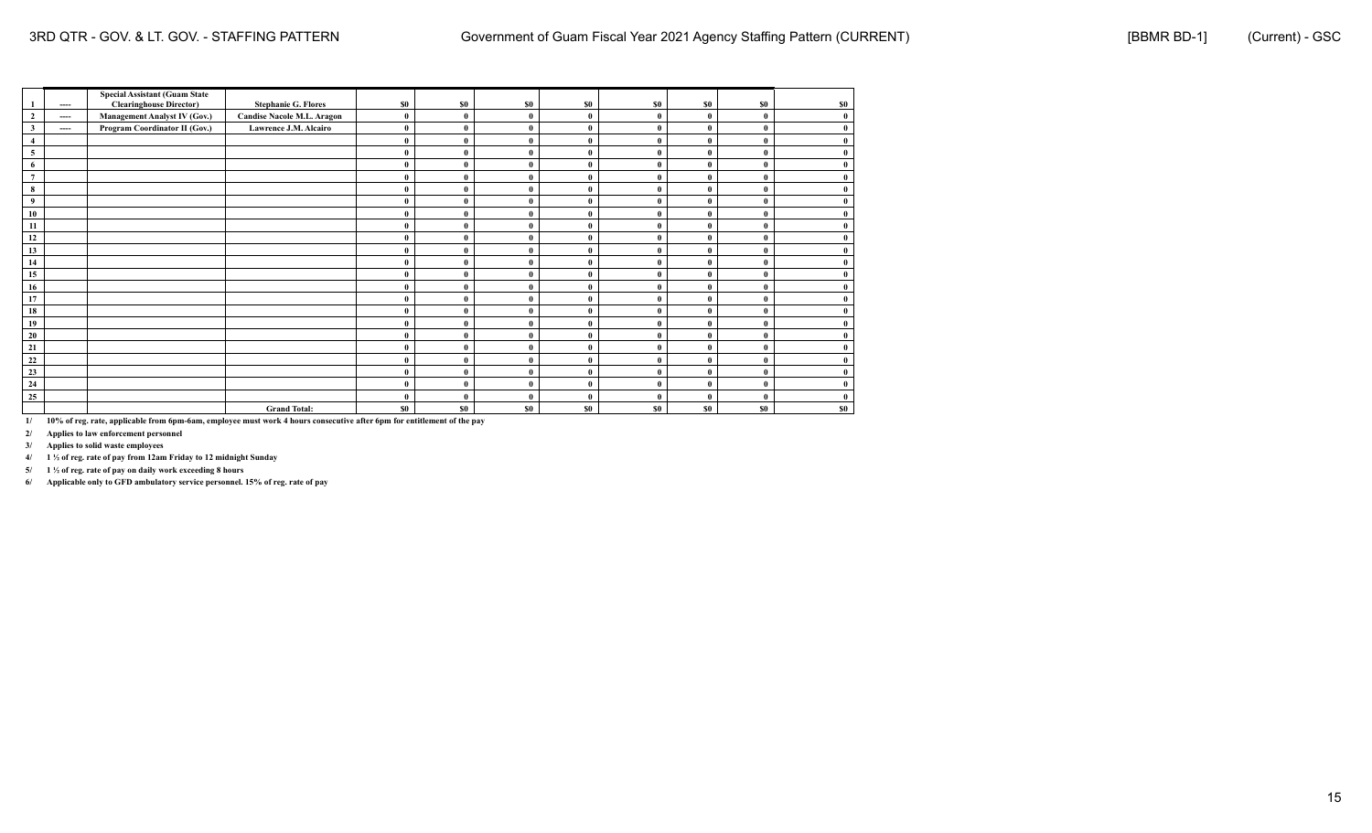| | | | | | | | | | | | |
|---|---|---|---|---|---|---|---|---|---|---|---|
| 1 | ---- | Special Assistant (Guam State Clearinghouse Director) | Stephanie G. Flores | $0 | $0 | $0 | $0 | $0 | $0 | $0 | $0 |
| 2 | ---- | Management Analyst IV (Gov.) | Candise Nacole M.L. Aragon | 0 | 0 | 0 | 0 | 0 | 0 | 0 | 0 |
| 3 | ---- | Program Coordinator II (Gov.) | Lawrence J.M. Alcairo | 0 | 0 | 0 | 0 | 0 | 0 | 0 | 0 |
| 4 | | | | 0 | 0 | 0 | 0 | 0 | 0 | 0 | 0 |
| 5 | | | | 0 | 0 | 0 | 0 | 0 | 0 | 0 | 0 |
| 6 | | | | 0 | 0 | 0 | 0 | 0 | 0 | 0 | 0 |
| 7 | | | | 0 | 0 | 0 | 0 | 0 | 0 | 0 | 0 |
| 8 | | | | 0 | 0 | 0 | 0 | 0 | 0 | 0 | 0 |
| 9 | | | | 0 | 0 | 0 | 0 | 0 | 0 | 0 | 0 |
| 10 | | | | 0 | 0 | 0 | 0 | 0 | 0 | 0 | 0 |
| 11 | | | | 0 | 0 | 0 | 0 | 0 | 0 | 0 | 0 |
| 12 | | | | 0 | 0 | 0 | 0 | 0 | 0 | 0 | 0 |
| 13 | | | | 0 | 0 | 0 | 0 | 0 | 0 | 0 | 0 |
| 14 | | | | 0 | 0 | 0 | 0 | 0 | 0 | 0 | 0 |
| 15 | | | | 0 | 0 | 0 | 0 | 0 | 0 | 0 | 0 |
| 16 | | | | 0 | 0 | 0 | 0 | 0 | 0 | 0 | 0 |
| 17 | | | | 0 | 0 | 0 | 0 | 0 | 0 | 0 | 0 |
| 18 | | | | 0 | 0 | 0 | 0 | 0 | 0 | 0 | 0 |
| 19 | | | | 0 | 0 | 0 | 0 | 0 | 0 | 0 | 0 |
| 20 | | | | 0 | 0 | 0 | 0 | 0 | 0 | 0 | 0 |
| 21 | | | | 0 | 0 | 0 | 0 | 0 | 0 | 0 | 0 |
| 22 | | | | 0 | 0 | 0 | 0 | 0 | 0 | 0 | 0 |
| 23 | | | | 0 | 0 | 0 | 0 | 0 | 0 | 0 | 0 |
| 24 | | | | 0 | 0 | 0 | 0 | 0 | 0 | 0 | 0 |
| 25 | | | | 0 | 0 | 0 | 0 | 0 | 0 | 0 | 0 |
| | | | Grand Total: | $0 | $0 | $0 | $0 | $0 | $0 | $0 | $0 |

1/ 10% of reg. rate, applicable from 6pm-6am, employee must work 4 hours consecutive after 6pm for entitlement of the pay

2/ Applies to law enforcement personnel

3/ Applies to solid waste employees

4/ 1 ½ of reg. rate of pay from 12am Friday to 12 midnight Sunday

5/ 1 ½ of reg. rate of pay on daily work exceeding 8 hours

6/ Applicable only to GFD ambulatory service personnel. 15% of reg. rate of pay